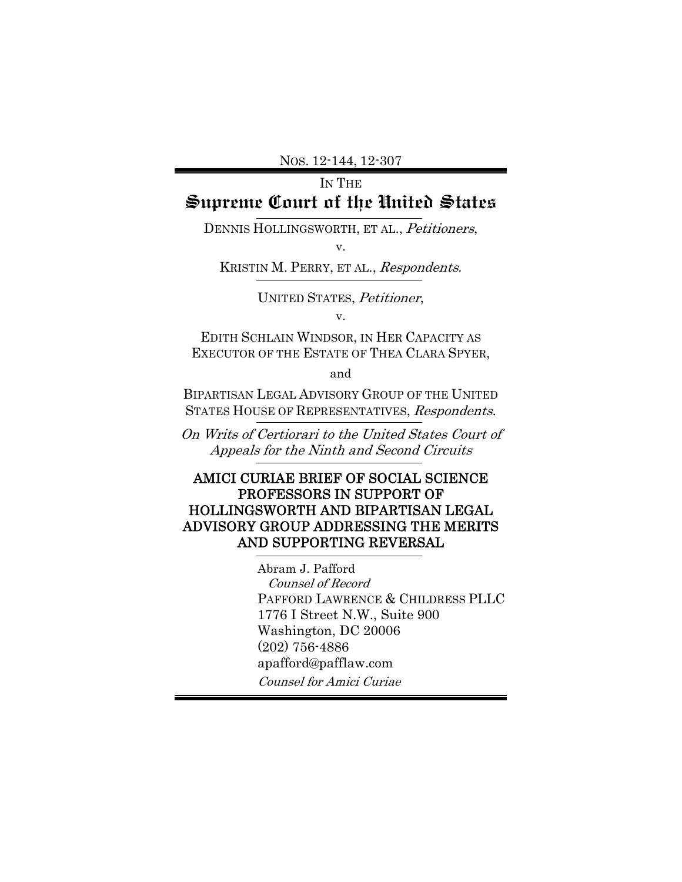NOS. 12-144, 12-307

IN THE

# Supreme Court of the United States

DENNIS HOLLINGSWORTH, ET AL., *Petitioners*,

v.

KRISTIN M. PERRY, ET AL., *Respondents*.

UNITED STATES, *Petitioner*,

v.

EDITH SCHLAIN WINDSOR, IN HER CAPACITY AS EXECUTOR OF THE ESTATE OF THEA CLARA SPYER,

and

BIPARTISAN LEGAL ADVISORY GROUP OF THE UNITED STATES HOUSE OF REPRESENTATIVES, *Respondents*.

*On Writs of Certiorari to the United States Court of Appeals for the Ninth and Second Circuits*

## AMICI CURIAE BRIEF OF SOCIAL SCIENCE PROFESSORS IN SUPPORT OF HOLLINGSWORTH AND BIPARTISAN LEGAL ADVISORY GROUP ADDRESSING THE MERITS AND SUPPORTING REVERSAL

Abram J. Pafford
*Counsel of Record*
PAFFORD LAWRENCE & CHILDRESS PLLC
1776 I Street N.W., Suite 900
Washington, DC 20006
(202) 756-4886
apafford@pafflaw.com
*Counsel for Amici Curiae*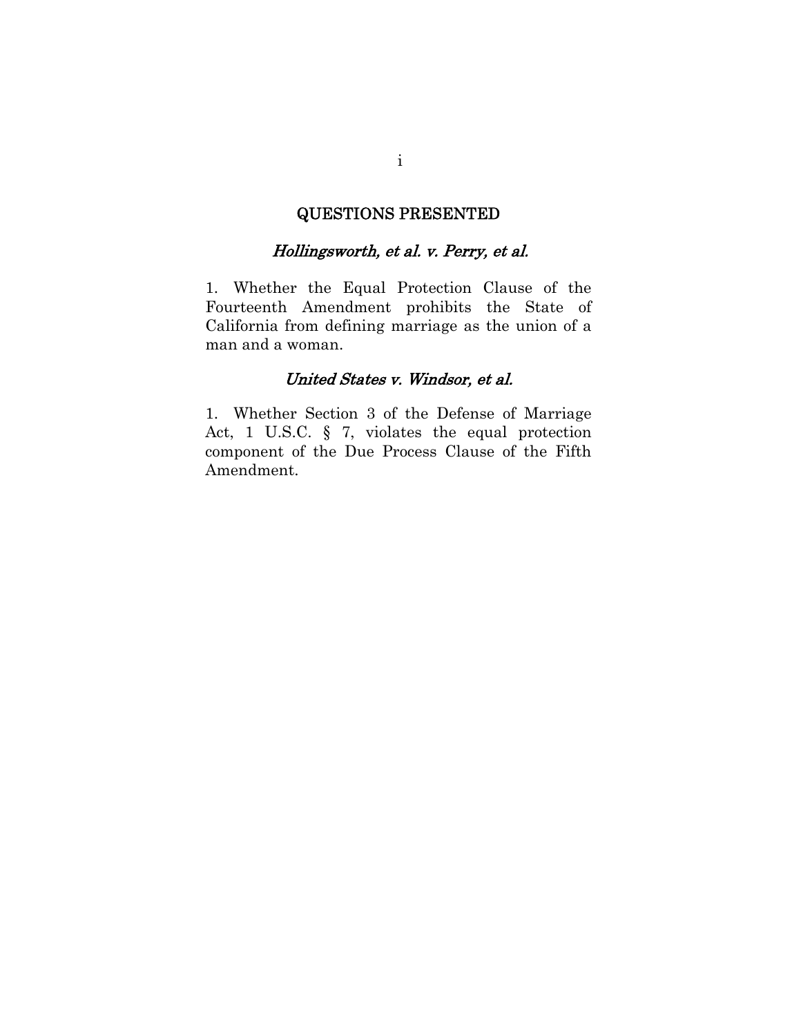## QUESTIONS PRESENTED

### *Hollingsworth, et al. v. Perry, et al.*

1. Whether the Equal Protection Clause of the Fourteenth Amendment prohibits the State of California from defining marriage as the union of a man and a woman.

### *United States v. Windsor, et al.*

1. Whether Section 3 of the Defense of Marriage Act, 1 U.S.C. § 7, violates the equal protection component of the Due Process Clause of the Fifth Amendment.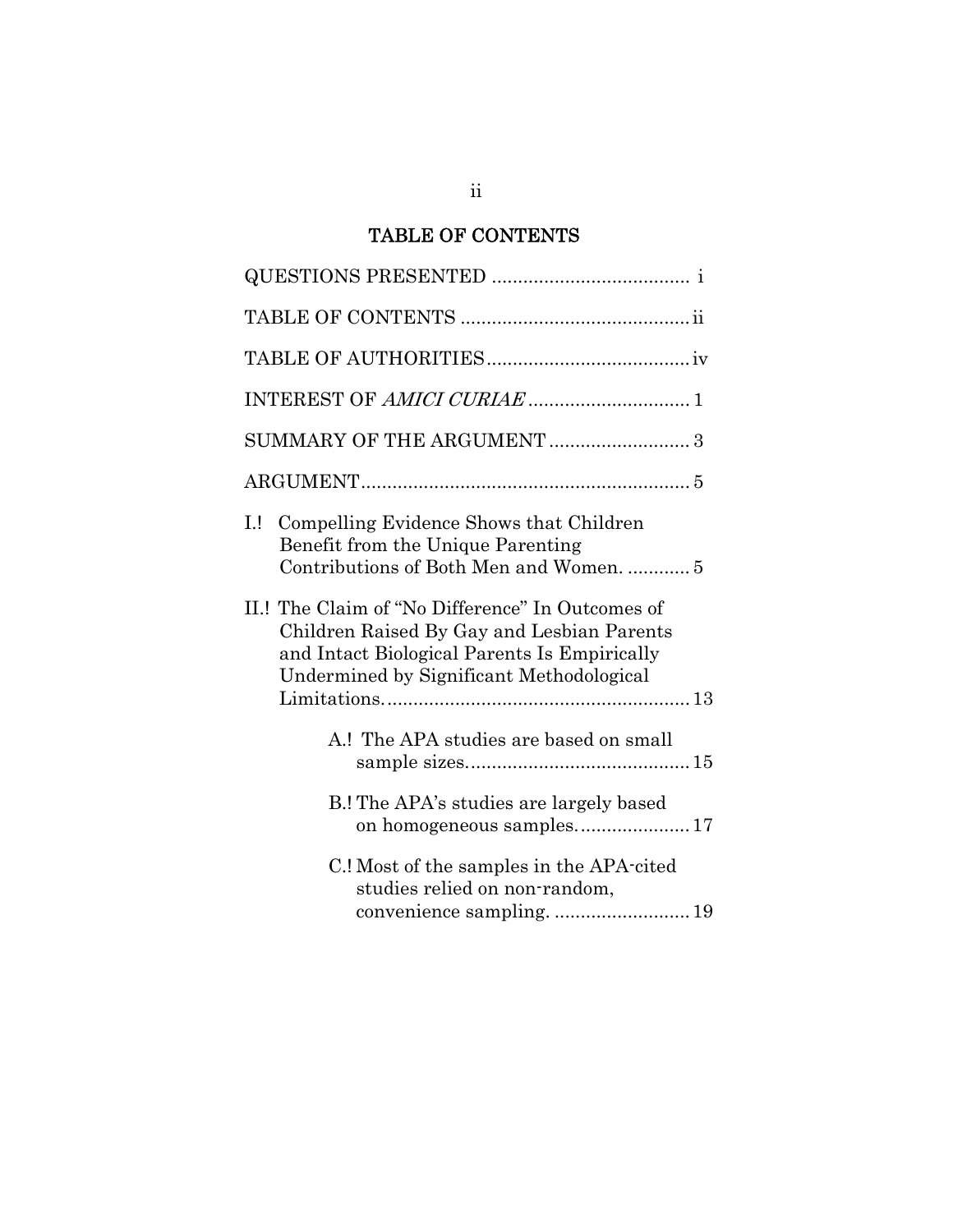## TABLE OF CONTENTS

QUESTIONS PRESENTED ..................................... i

TABLE OF CONTENTS ........................................... ii

TABLE OF AUTHORITIES ...................................... iv

INTEREST OF *AMICI CURIAE* .............................. 1

SUMMARY OF THE ARGUMENT .......................... 3

ARGUMENT ............................................................. 5

I.! Compelling Evidence Shows that Children Benefit from the Unique Parenting Contributions of Both Men and Women. ............ 5

II.! The Claim of "No Difference" In Outcomes of Children Raised By Gay and Lesbian Parents and Intact Biological Parents Is Empirically Undermined by Significant Methodological Limitations. ........................................................ 13

A.! The APA studies are based on small sample sizes. ......................................... 15

B.! The APA's studies are largely based on homogeneous samples. .................... 17

C.! Most of the samples in the APA-cited studies relied on non-random, convenience sampling. ......................... 19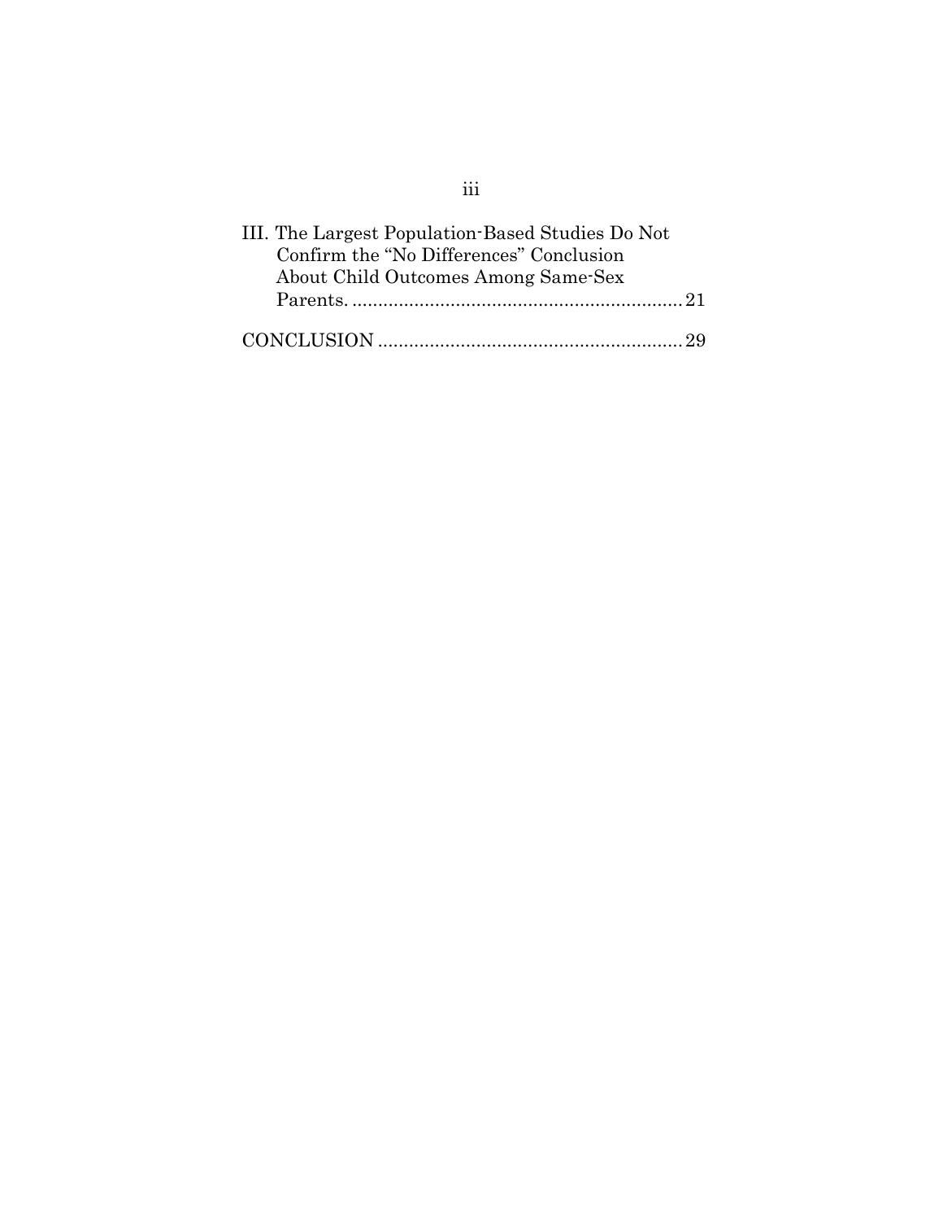III. The Largest Population-Based Studies Do Not Confirm the "No Differences" Conclusion About Child Outcomes Among Same-Sex Parents. ............................................................... 21

CONCLUSION .......................................................... 29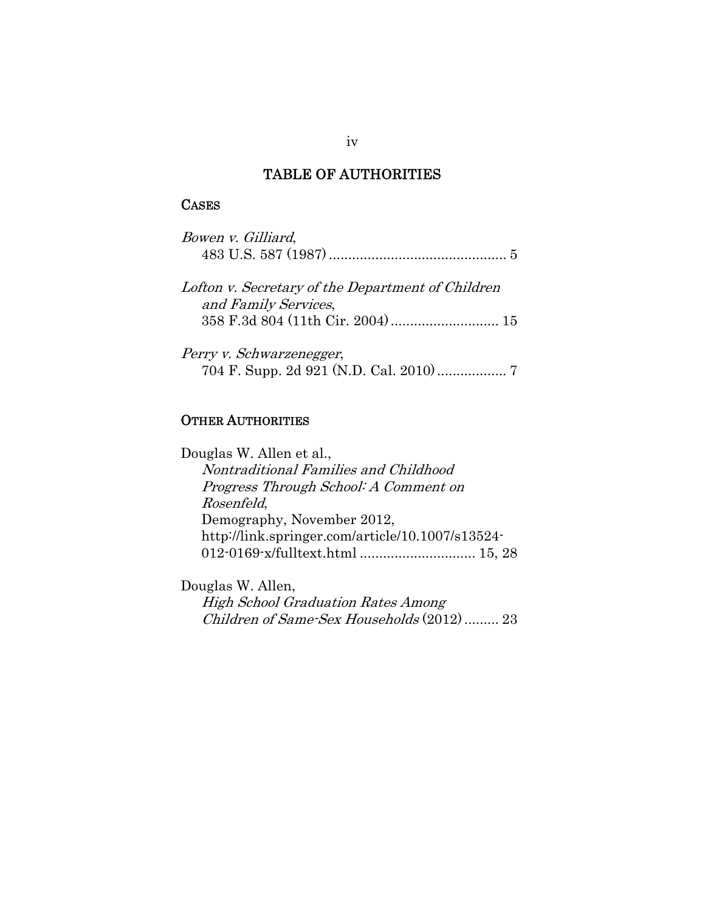## TABLE OF AUTHORITIES

### CASES

*Bowen v. Gilliard*,
483 U.S. 587 (1987) .............................................. 5

*Lofton v. Secretary of the Department of Children and Family Services*,
358 F.3d 804 (11th Cir. 2004) ............................ 15

*Perry v. Schwarzenegger*,
704 F. Supp. 2d 921 (N.D. Cal. 2010) .................. 7

### OTHER AUTHORITIES

Douglas W. Allen et al.,
*Nontraditional Families and Childhood Progress Through School: A Comment on Rosenfeld*,
Demography, November 2012,
http://link.springer.com/article/10.1007/s13524-012-0169-x/fulltext.html .............................. 15, 28

Douglas W. Allen,
*High School Graduation Rates Among Children of Same-Sex Households* (2012) ......... 23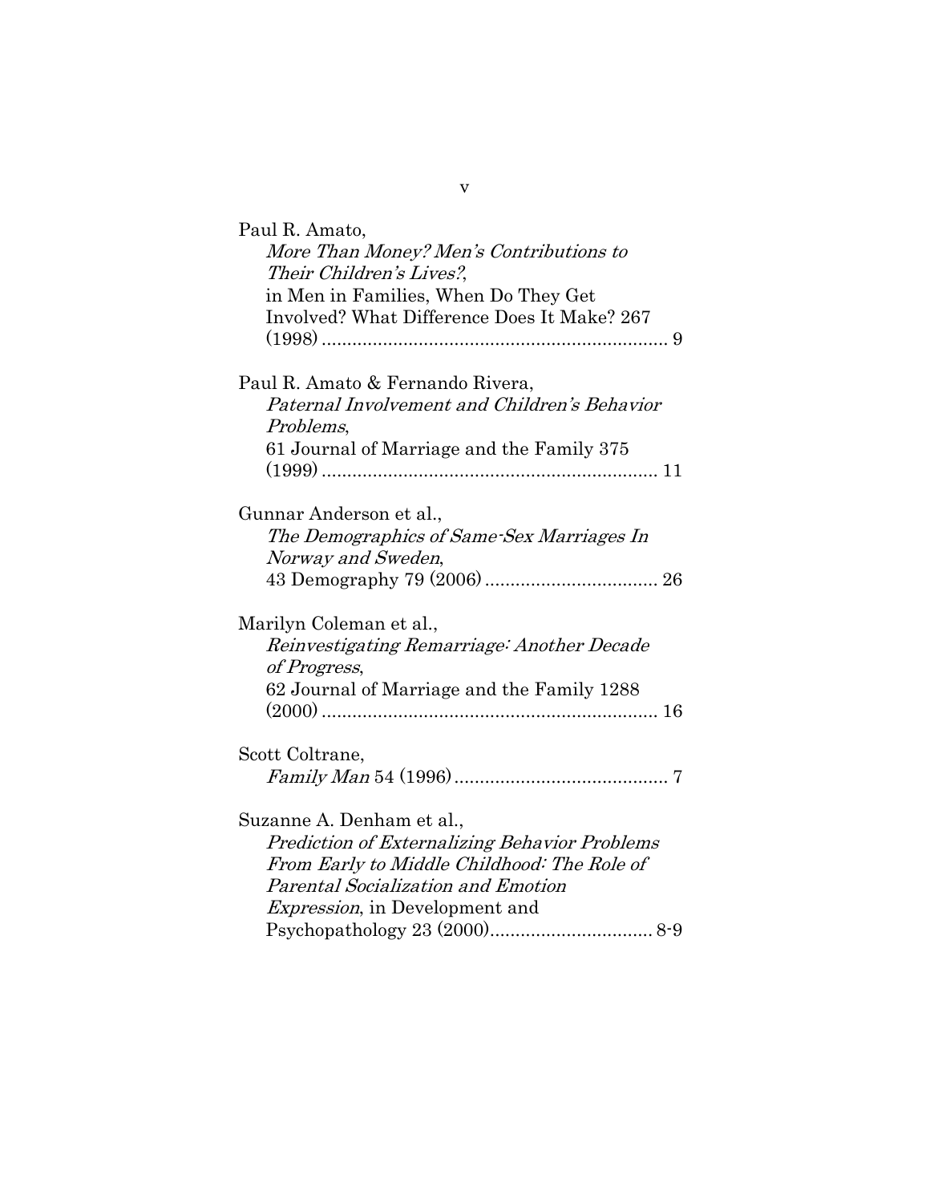Paul R. Amato,
*More Than Money? Men's Contributions to Their Children's Lives?*,
in Men in Families, When Do They Get Involved? What Difference Does It Make? 267 (1998) .................................................................... 9

Paul R. Amato & Fernando Rivera,
*Paternal Involvement and Children's Behavior Problems*,
61 Journal of Marriage and the Family 375 (1999) .................................................................. 11

Gunnar Anderson et al.,
*The Demographics of Same-Sex Marriages In Norway and Sweden*,
43 Demography 79 (2006) .................................. 26

Marilyn Coleman et al.,
*Reinvestigating Remarriage: Another Decade of Progress*,
62 Journal of Marriage and the Family 1288 (2000) .................................................................. 16

Scott Coltrane,
*Family Man* 54 (1996) .......................................... 7

Suzanne A. Denham et al.,
*Prediction of Externalizing Behavior Problems From Early to Middle Childhood: The Role of Parental Socialization and Emotion Expression*, in Development and Psychopathology 23 (2000)................................ 8-9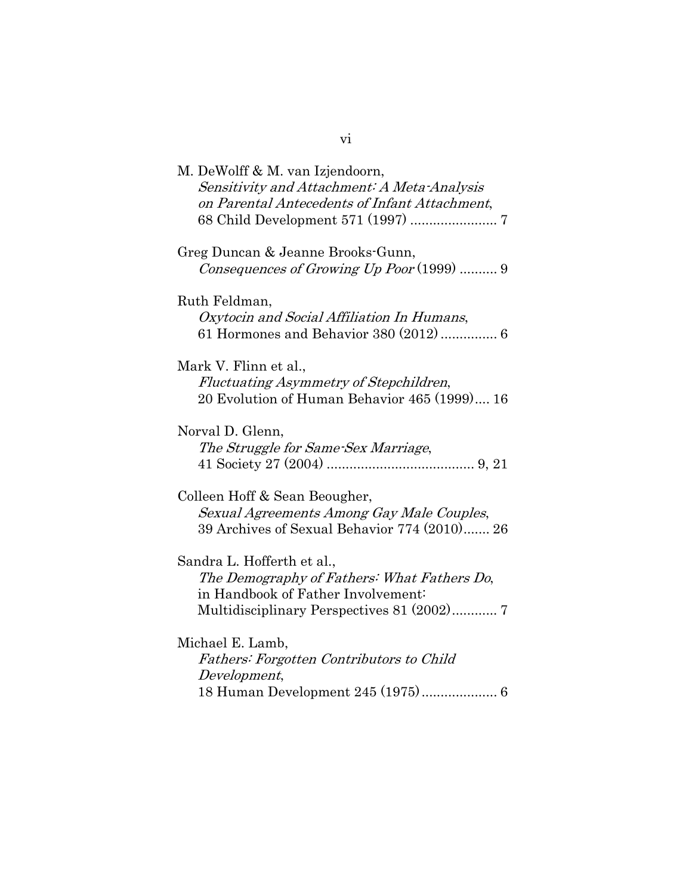M. DeWolff & M. van Izjendoorn,
*Sensitivity and Attachment: A Meta-Analysis on Parental Antecedents of Infant Attachment*,
68 Child Development 571 (1997) ....................... 7

Greg Duncan & Jeanne Brooks-Gunn,
*Consequences of Growing Up Poor* (1999) .......... 9

Ruth Feldman,
*Oxytocin and Social Affiliation In Humans*,
61 Hormones and Behavior 380 (2012) ............... 6

Mark V. Flinn et al.,
*Fluctuating Asymmetry of Stepchildren*,
20 Evolution of Human Behavior 465 (1999).... 16

Norval D. Glenn,
*The Struggle for Same-Sex Marriage*,
41 Society 27 (2004) ....................................... 9, 21

Colleen Hoff & Sean Beougher,
*Sexual Agreements Among Gay Male Couples*,
39 Archives of Sexual Behavior 774 (2010)....... 26

Sandra L. Hofferth et al.,
*The Demography of Fathers: What Fathers Do*,
in Handbook of Father Involvement:
Multidisciplinary Perspectives 81 (2002)............ 7

Michael E. Lamb,
*Fathers: Forgotten Contributors to Child Development*,
18 Human Development 245 (1975).................... 6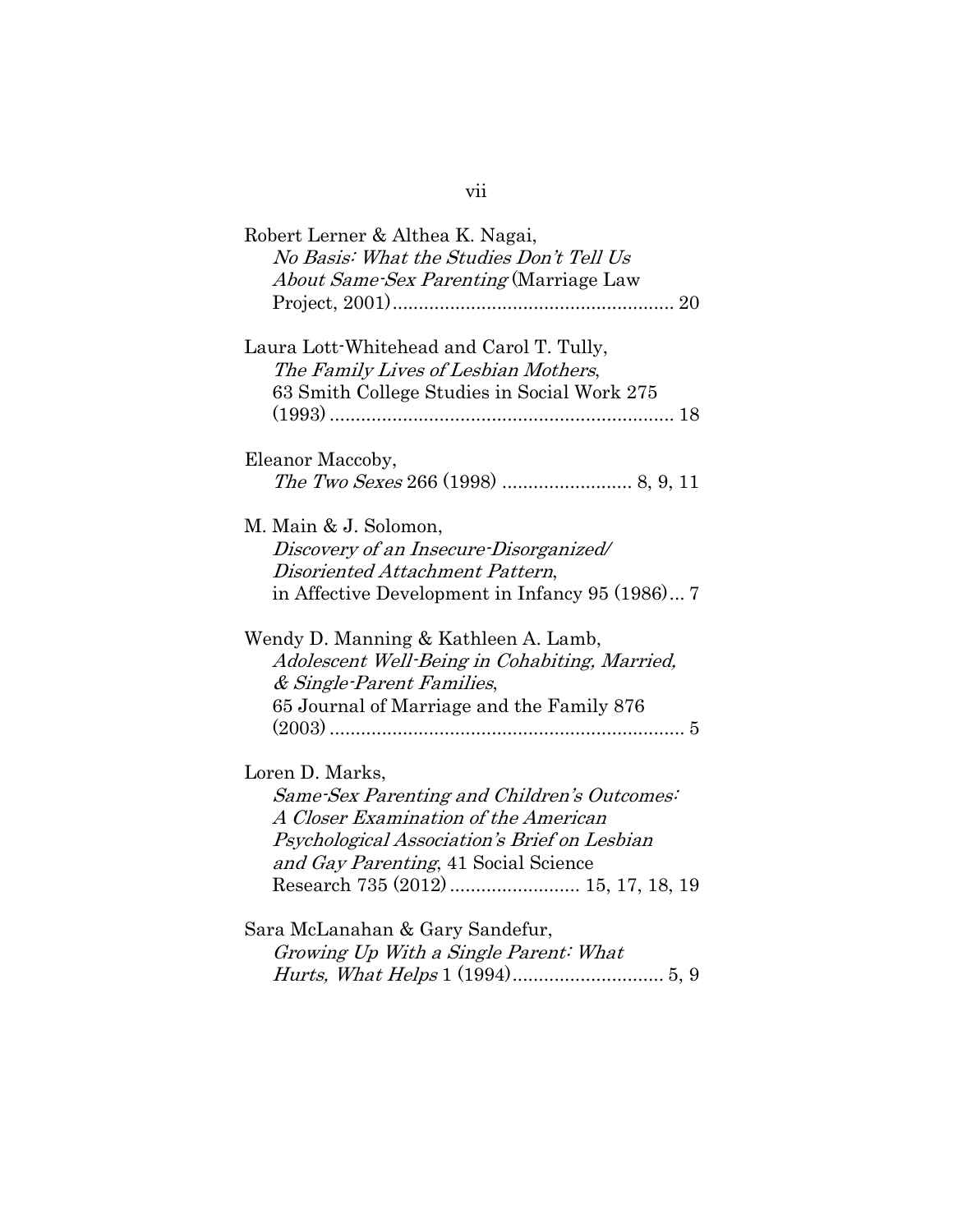Robert Lerner & Althea K. Nagai,
*No Basis: What the Studies Don't Tell Us About Same-Sex Parenting* (Marriage Law Project, 2001)..................................................... 20

Laura Lott-Whitehead and Carol T. Tully,
*The Family Lives of Lesbian Mothers*,
63 Smith College Studies in Social Work 275 (1993) ................................................................. 18

Eleanor Maccoby,
*The Two Sexes* 266 (1998) ......................... 8, 9, 11

M. Main & J. Solomon,
*Discovery of an Insecure-Disorganized/ Disoriented Attachment Pattern*,
in Affective Development in Infancy 95 (1986)... 7

Wendy D. Manning & Kathleen A. Lamb,
*Adolescent Well-Being in Cohabiting, Married, & Single-Parent Families*,
65 Journal of Marriage and the Family 876 (2003) ................................................................... 5

Loren D. Marks,
*Same-Sex Parenting and Children's Outcomes: A Closer Examination of the American Psychological Association's Brief on Lesbian and Gay Parenting*, 41 Social Science Research 735 (2012) ......................... 15, 17, 18, 19

Sara McLanahan & Gary Sandefur,
*Growing Up With a Single Parent: What Hurts, What Helps* 1 (1994)............................. 5, 9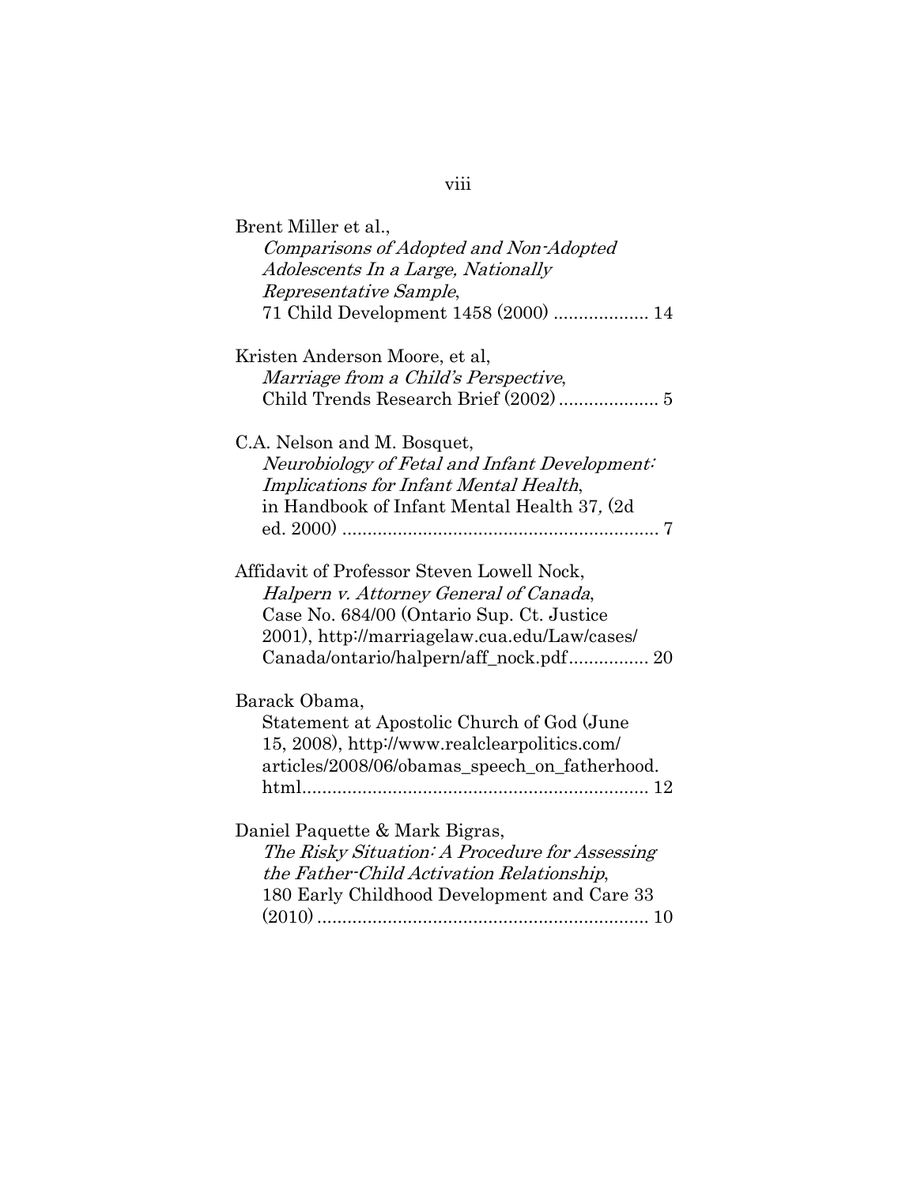Brent Miller et al.,
*Comparisons of Adopted and Non-Adopted Adolescents In a Large, Nationally Representative Sample*,
71 Child Development 1458 (2000) ................... 14

Kristen Anderson Moore, et al,
*Marriage from a Child's Perspective*,
Child Trends Research Brief (2002) .................... 5

C.A. Nelson and M. Bosquet,
*Neurobiology of Fetal and Infant Development: Implications for Infant Mental Health*,
in Handbook of Infant Mental Health 37*,* (2d ed. 2000) ............................................................... 7

Affidavit of Professor Steven Lowell Nock,
*Halpern v. Attorney General of Canada*,
Case No. 684/00 (Ontario Sup. Ct. Justice 2001), http://marriagelaw.cua.edu/Law/cases/Canada/ontario/halpern/aff_nock.pdf................ 20

Barack Obama,
Statement at Apostolic Church of God (June 15, 2008), http://www.realclearpolitics.com/articles/2008/06/obamas_speech_on_fatherhood.html..................................................................... 12

Daniel Paquette & Mark Bigras,
*The Risky Situation: A Procedure for Assessing the Father-Child Activation Relationship*,
180 Early Childhood Development and Care 33 (2010) .................................................................. 10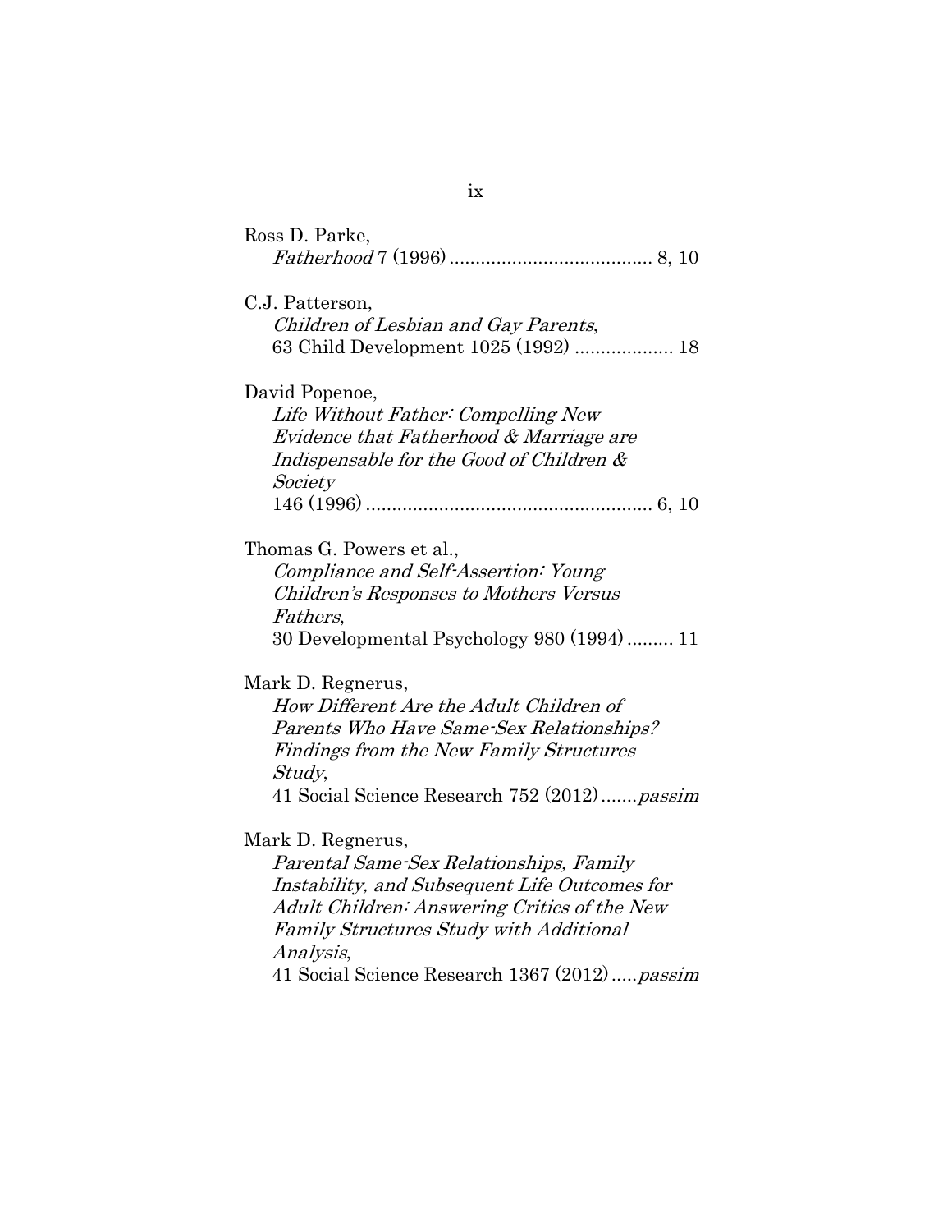Ross D. Parke,
*Fatherhood* 7 (1996) ...................................... 8, 10

C.J. Patterson,
*Children of Lesbian and Gay Parents*,
63 Child Development 1025 (1992) .................. 18

David Popenoe,
*Life Without Father: Compelling New Evidence that Fatherhood & Marriage are Indispensable for the Good of Children & Society*
146 (1996) ...................................................... 6, 10

Thomas G. Powers et al.,
*Compliance and Self-Assertion: Young Children's Responses to Mothers Versus Fathers*,
30 Developmental Psychology 980 (1994) ......... 11

Mark D. Regnerus,
*How Different Are the Adult Children of Parents Who Have Same-Sex Relationships? Findings from the New Family Structures Study*,
41 Social Science Research 752 (2012) .......*passim*

Mark D. Regnerus,
*Parental Same-Sex Relationships, Family Instability, and Subsequent Life Outcomes for Adult Children: Answering Critics of the New Family Structures Study with Additional Analysis*,
41 Social Science Research 1367 (2012) .....*passim*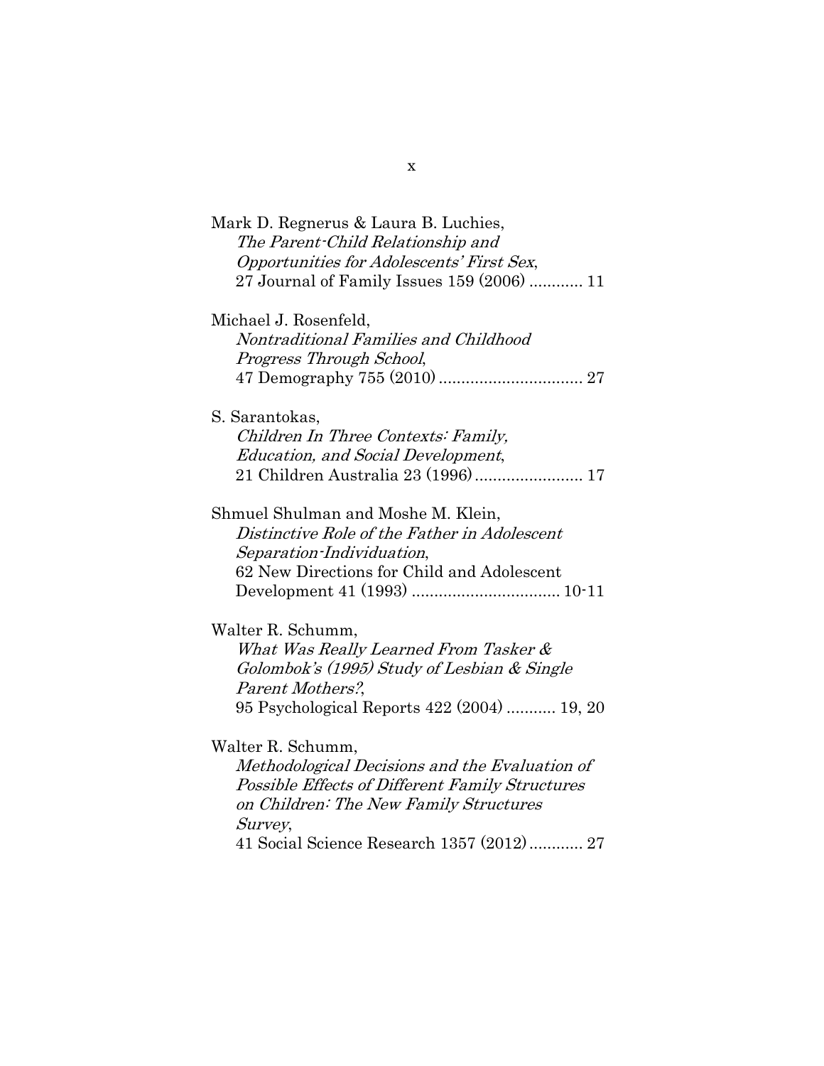Mark D. Regnerus & Laura B. Luchies,
*The Parent-Child Relationship and Opportunities for Adolescents' First Sex*,
27 Journal of Family Issues 159 (2006) ............ 11

Michael J. Rosenfeld,
*Nontraditional Families and Childhood Progress Through School*,
47 Demography 755 (2010) ................................ 27

S. Sarantokas,
*Children In Three Contexts: Family, Education, and Social Development*,
21 Children Australia 23 (1996) ........................ 17

Shmuel Shulman and Moshe M. Klein,
*Distinctive Role of the Father in Adolescent Separation-Individuation*,
62 New Directions for Child and Adolescent Development 41 (1993) ................................ 10-11

Walter R. Schumm,
*What Was Really Learned From Tasker & Golombok's (1995) Study of Lesbian & Single Parent Mothers?*,
95 Psychological Reports 422 (2004) ........... 19, 20

Walter R. Schumm,
*Methodological Decisions and the Evaluation of Possible Effects of Different Family Structures on Children: The New Family Structures Survey*,
41 Social Science Research 1357 (2012) ............ 27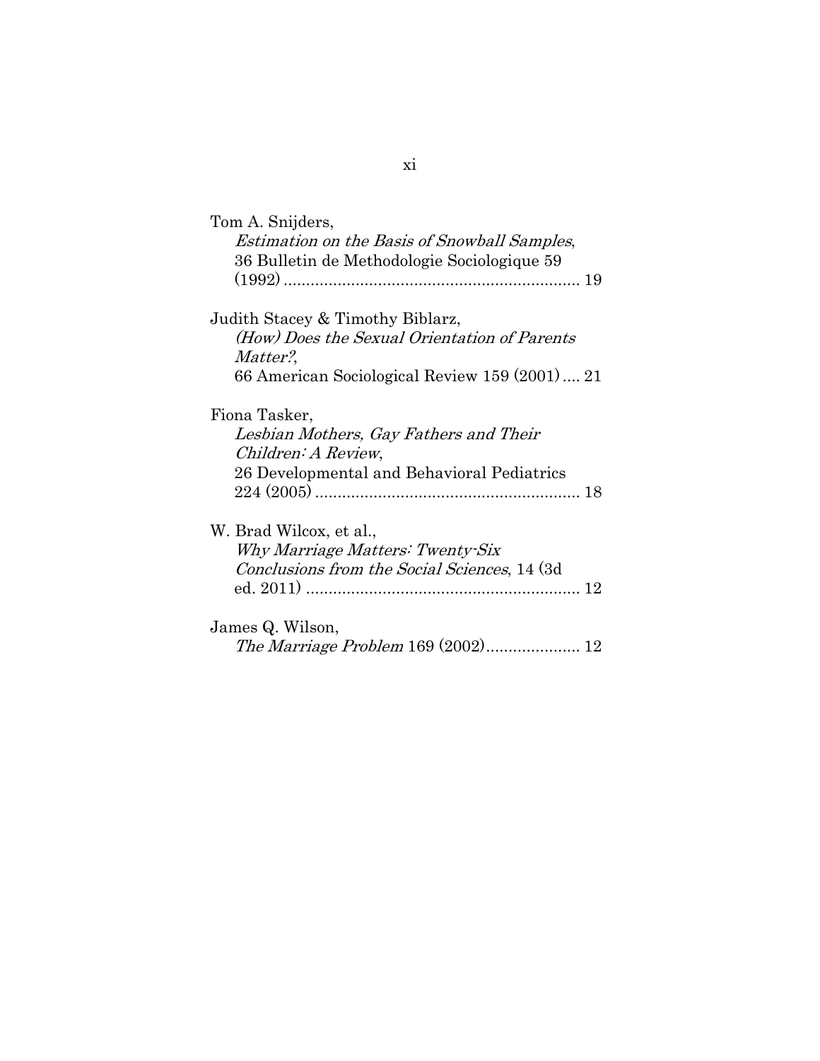Tom A. Snijders,
*Estimation on the Basis of Snowball Samples*, 36 Bulletin de Methodologie Sociologique 59 (1992) ................................................................. 19

Judith Stacey & Timothy Biblarz,
*(How) Does the Sexual Orientation of Parents Matter?*,
66 American Sociological Review 159 (2001) .... 21

Fiona Tasker,
*Lesbian Mothers, Gay Fathers and Their Children: A Review*,
26 Developmental and Behavioral Pediatrics 224 (2005) ........................................................... 18

W. Brad Wilcox, et al.,
*Why Marriage Matters: Twenty-Six Conclusions from the Social Sciences*, 14 (3d ed. 2011) ............................................................. 12

James Q. Wilson,
*The Marriage Problem* 169 (2002)..................... 12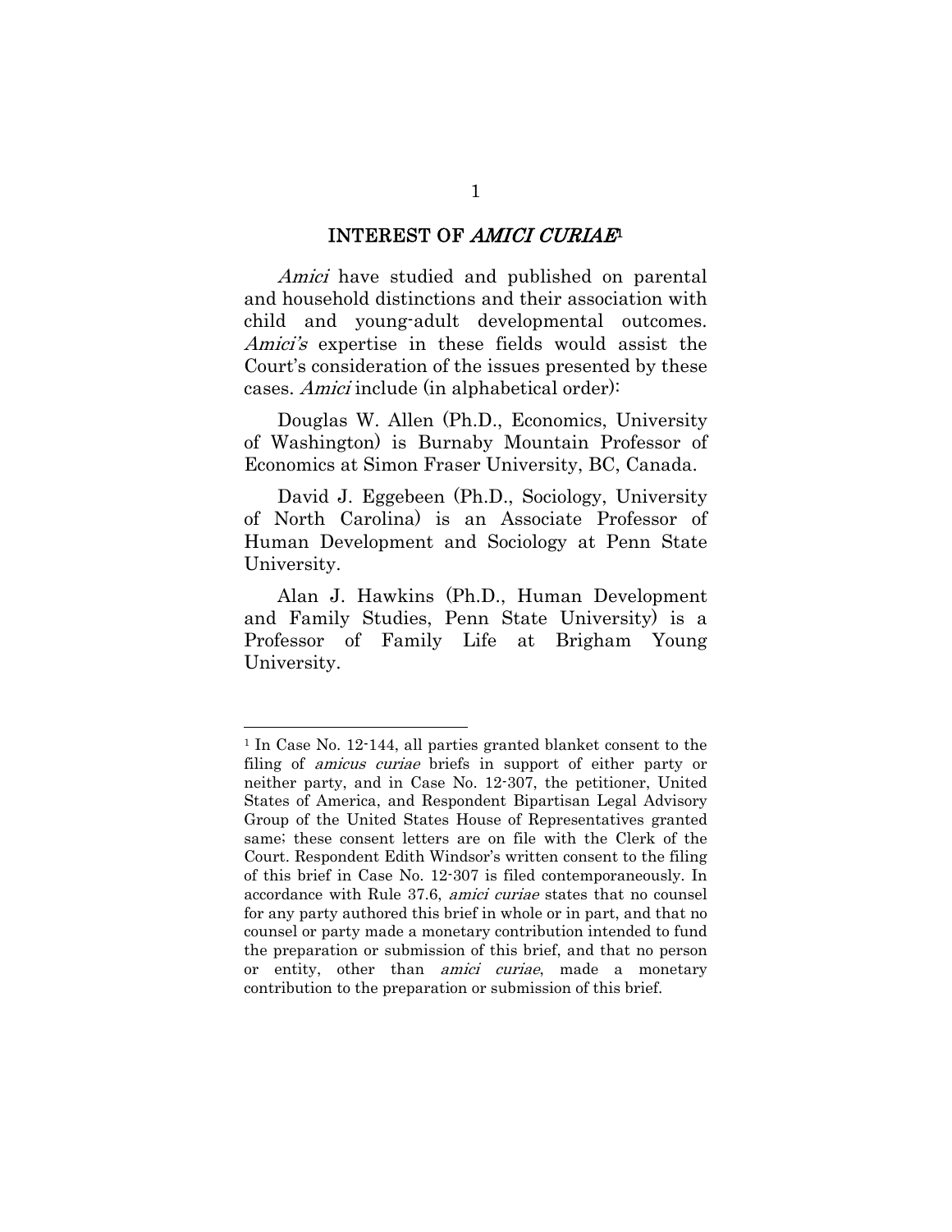## INTEREST OF *AMICI CURIAE*[1]

*Amici* have studied and published on parental and household distinctions and their association with child and young-adult developmental outcomes. *Amici's* expertise in these fields would assist the Court's consideration of the issues presented by these cases. *Amici* include (in alphabetical order):

Douglas W. Allen (Ph.D., Economics, University of Washington) is Burnaby Mountain Professor of Economics at Simon Fraser University, BC, Canada.

David J. Eggebeen (Ph.D., Sociology, University of North Carolina) is an Associate Professor of Human Development and Sociology at Penn State University.

Alan J. Hawkins (Ph.D., Human Development and Family Studies, Penn State University) is a Professor of Family Life at Brigham Young University.

---

[1] In Case No. 12-144, all parties granted blanket consent to the filing of *amicus curiae* briefs in support of either party or neither party, and in Case No. 12-307, the petitioner, United States of America, and Respondent Bipartisan Legal Advisory Group of the United States House of Representatives granted same; these consent letters are on file with the Clerk of the Court. Respondent Edith Windsor's written consent to the filing of this brief in Case No. 12-307 is filed contemporaneously. In accordance with Rule 37.6, *amici curiae* states that no counsel for any party authored this brief in whole or in part, and that no counsel or party made a monetary contribution intended to fund the preparation or submission of this brief, and that no person or entity, other than *amici curiae*, made a monetary contribution to the preparation or submission of this brief.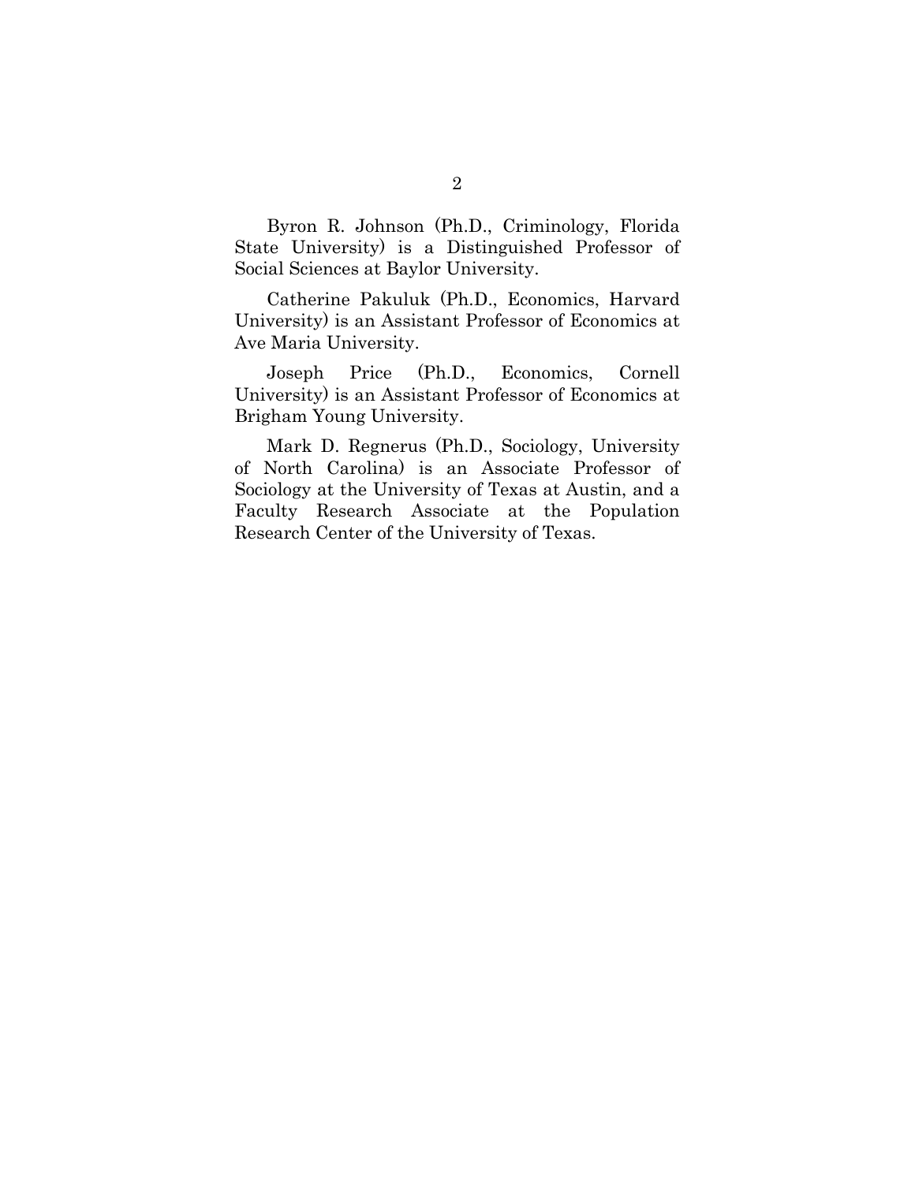Byron R. Johnson (Ph.D., Criminology, Florida State University) is a Distinguished Professor of Social Sciences at Baylor University.

Catherine Pakaluk (Ph.D., Economics, Harvard University) is an Assistant Professor of Economics at Ave Maria University.

Joseph Price (Ph.D., Economics, Cornell University) is an Assistant Professor of Economics at Brigham Young University.

Mark D. Regnerus (Ph.D., Sociology, University of North Carolina) is an Associate Professor of Sociology at the University of Texas at Austin, and a Faculty Research Associate at the Population Research Center of the University of Texas.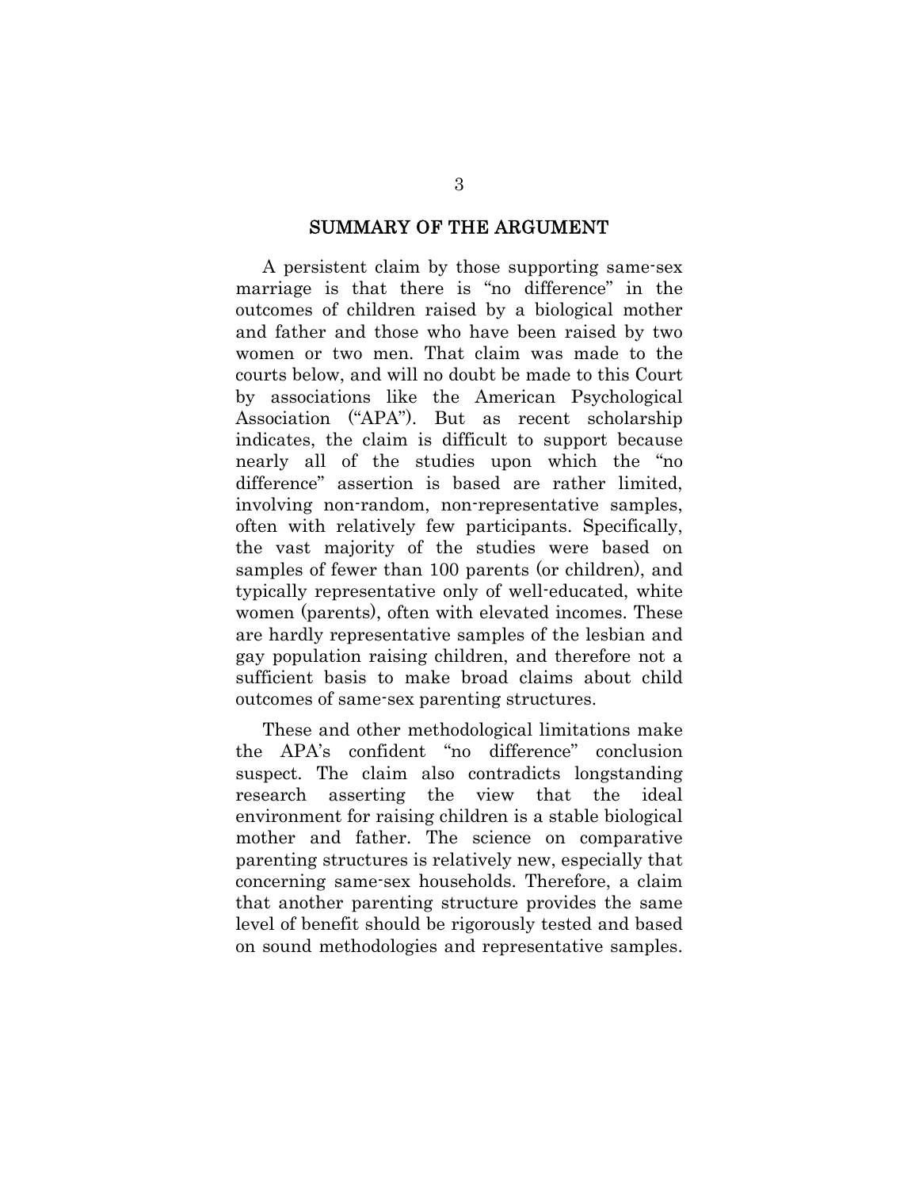## SUMMARY OF THE ARGUMENT

A persistent claim by those supporting same-sex marriage is that there is "no difference" in the outcomes of children raised by a biological mother and father and those who have been raised by two women or two men. That claim was made to the courts below, and will no doubt be made to this Court by associations like the American Psychological Association ("APA"). But as recent scholarship indicates, the claim is difficult to support because nearly all of the studies upon which the "no difference" assertion is based are rather limited, involving non-random, non-representative samples, often with relatively few participants. Specifically, the vast majority of the studies were based on samples of fewer than 100 parents (or children), and typically representative only of well-educated, white women (parents), often with elevated incomes. These are hardly representative samples of the lesbian and gay population raising children, and therefore not a sufficient basis to make broad claims about child outcomes of same-sex parenting structures.

These and other methodological limitations make the APA's confident "no difference" conclusion suspect. The claim also contradicts longstanding research asserting the view that the ideal environment for raising children is a stable biological mother and father. The science on comparative parenting structures is relatively new, especially that concerning same-sex households. Therefore, a claim that another parenting structure provides the same level of benefit should be rigorously tested and based on sound methodologies and representative samples.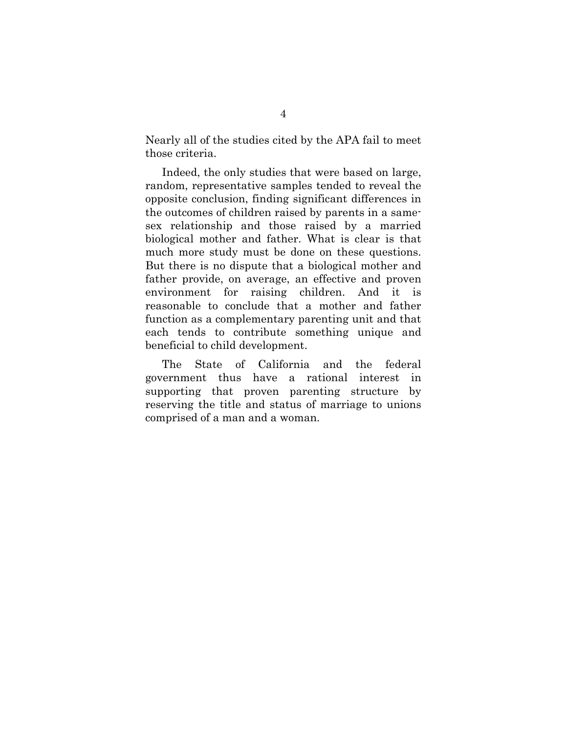Nearly all of the studies cited by the APA fail to meet those criteria.

Indeed, the only studies that were based on large, random, representative samples tended to reveal the opposite conclusion, finding significant differences in the outcomes of children raised by parents in a same-sex relationship and those raised by a married biological mother and father. What is clear is that much more study must be done on these questions. But there is no dispute that a biological mother and father provide, on average, an effective and proven environment for raising children. And it is reasonable to conclude that a mother and father function as a complementary parenting unit and that each tends to contribute something unique and beneficial to child development.

The State of California and the federal government thus have a rational interest in supporting that proven parenting structure by reserving the title and status of marriage to unions comprised of a man and a woman.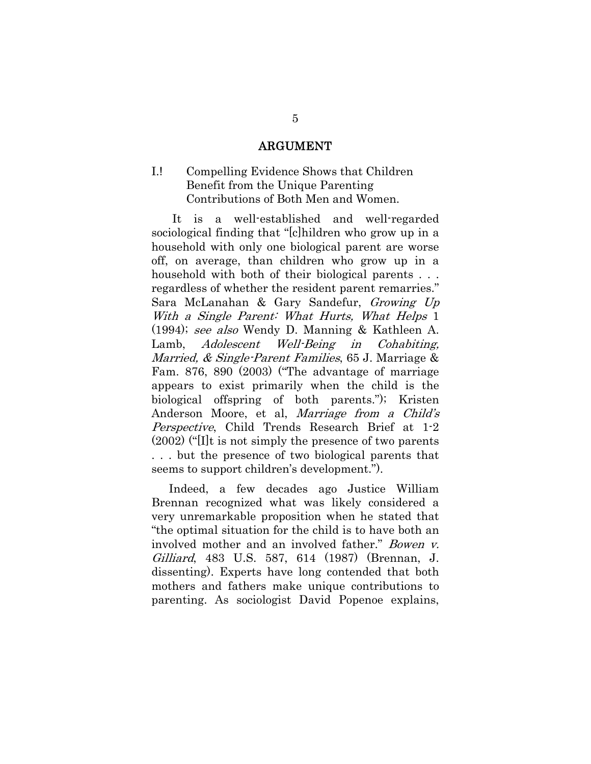## ARGUMENT

### I.! Compelling Evidence Shows that Children Benefit from the Unique Parenting Contributions of Both Men and Women.

It is a well-established and well-regarded sociological finding that "[c]hildren who grow up in a household with only one biological parent are worse off, on average, than children who grow up in a household with both of their biological parents . . . regardless of whether the resident parent remarries." Sara McLanahan & Gary Sandefur, *Growing Up With a Single Parent: What Hurts, What Helps* 1 (1994); *see also* Wendy D. Manning & Kathleen A. Lamb, *Adolescent Well-Being in Cohabiting, Married, & Single-Parent Families*, 65 J. Marriage & Fam. 876, 890 (2003) ("The advantage of marriage appears to exist primarily when the child is the biological offspring of both parents."); Kristen Anderson Moore, et al, *Marriage from a Child's Perspective*, Child Trends Research Brief at 1-2 (2002) ("[I]t is not simply the presence of two parents . . . but the presence of two biological parents that seems to support children's development.").

Indeed, a few decades ago Justice William Brennan recognized what was likely considered a very unremarkable proposition when he stated that "the optimal situation for the child is to have both an involved mother and an involved father." *Bowen v. Gilliard*, 483 U.S. 587, 614 (1987) (Brennan, J. dissenting). Experts have long contended that both mothers and fathers make unique contributions to parenting. As sociologist David Popenoe explains,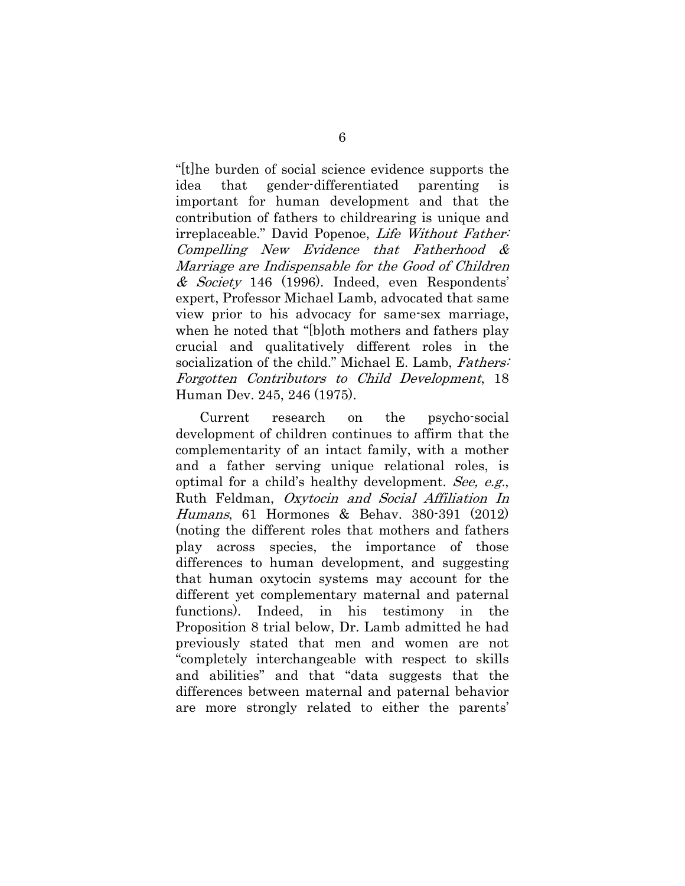"[t]he burden of social science evidence supports the idea that gender-differentiated parenting is important for human development and that the contribution of fathers to childrearing is unique and irreplaceable." David Popenoe, *Life Without Father: Compelling New Evidence that Fatherhood & Marriage are Indispensable for the Good of Children & Society* 146 (1996). Indeed, even Respondents' expert, Professor Michael Lamb, advocated that same view prior to his advocacy for same-sex marriage, when he noted that "[b]oth mothers and fathers play crucial and qualitatively different roles in the socialization of the child." Michael E. Lamb, *Fathers: Forgotten Contributors to Child Development*, 18 Human Dev. 245, 246 (1975).

Current research on the psycho-social development of children continues to affirm that the complementarity of an intact family, with a mother and a father serving unique relational roles, is optimal for a child's healthy development. *See, e.g.*, Ruth Feldman, *Oxytocin and Social Affiliation In Humans*, 61 Hormones & Behav. 380-391 (2012) (noting the different roles that mothers and fathers play across species, the importance of those differences to human development, and suggesting that human oxytocin systems may account for the different yet complementary maternal and paternal functions). Indeed, in his testimony in the Proposition 8 trial below, Dr. Lamb admitted he had previously stated that men and women are not "completely interchangeable with respect to skills and abilities" and that "data suggests that the differences between maternal and paternal behavior are more strongly related to either the parents'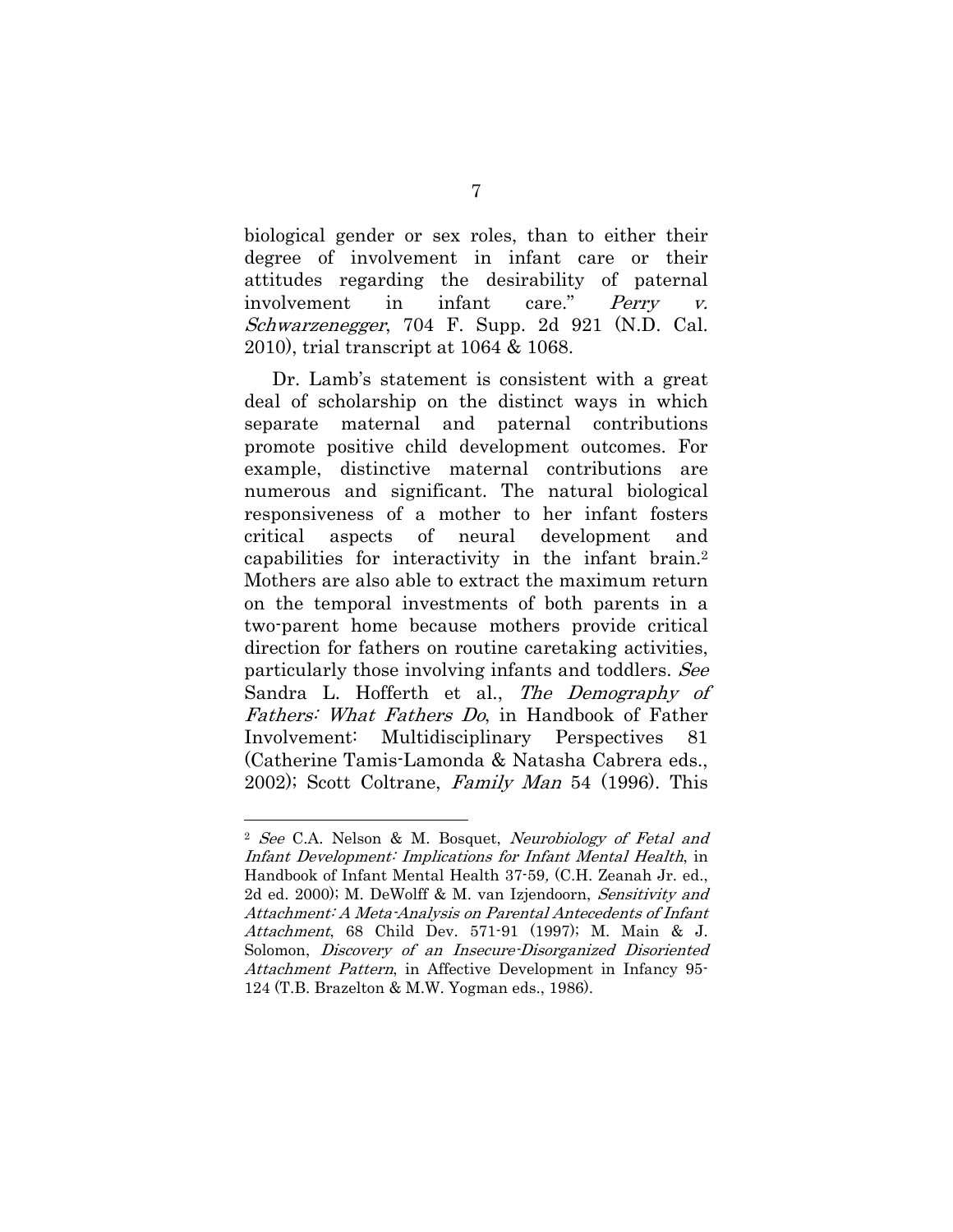biological gender or sex roles, than to either their degree of involvement in infant care or their attitudes regarding the desirability of paternal involvement in infant care." *Perry v. Schwarzenegger*, 704 F. Supp. 2d 921 (N.D. Cal. 2010), trial transcript at 1064 & 1068.

Dr. Lamb's statement is consistent with a great deal of scholarship on the distinct ways in which separate maternal and paternal contributions promote positive child development outcomes. For example, distinctive maternal contributions are numerous and significant. The natural biological responsiveness of a mother to her infant fosters critical aspects of neural development and capabilities for interactivity in the infant brain.[2] Mothers are also able to extract the maximum return on the temporal investments of both parents in a two-parent home because mothers provide critical direction for fathers on routine caretaking activities, particularly those involving infants and toddlers. *See* Sandra L. Hofferth et al., *The Demography of Fathers: What Fathers Do*, in Handbook of Father Involvement: Multidisciplinary Perspectives 81 (Catherine Tamis-Lamonda & Natasha Cabrera eds., 2002); Scott Coltrane, *Family Man* 54 (1996). This

---

[2] *See* C.A. Nelson & M. Bosquet, *Neurobiology of Fetal and Infant Development: Implications for Infant Mental Health*, in Handbook of Infant Mental Health 37-59, (C.H. Zeanah Jr. ed., 2d ed. 2000); M. DeWolff & M. van Izjendoorn, *Sensitivity and Attachment: A Meta-Analysis on Parental Antecedents of Infant Attachment*, 68 Child Dev. 571-91 (1997); M. Main & J. Solomon, *Discovery of an Insecure-Disorganized Disoriented Attachment Pattern*, in Affective Development in Infancy 95-124 (T.B. Brazelton & M.W. Yogman eds., 1986).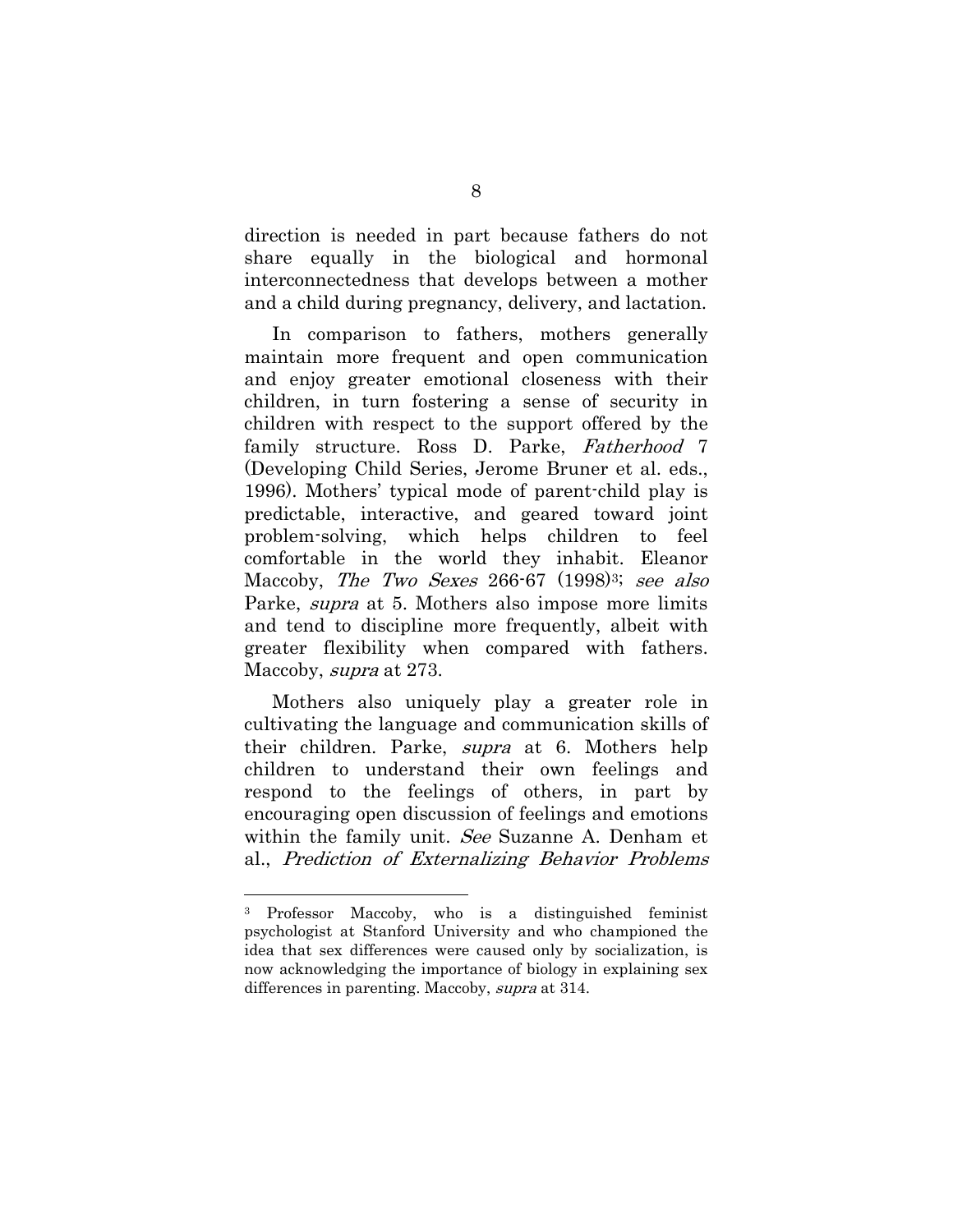direction is needed in part because fathers do not share equally in the biological and hormonal interconnectedness that develops between a mother and a child during pregnancy, delivery, and lactation.

In comparison to fathers, mothers generally maintain more frequent and open communication and enjoy greater emotional closeness with their children, in turn fostering a sense of security in children with respect to the support offered by the family structure. Ross D. Parke, *Fatherhood* 7 (Developing Child Series, Jerome Bruner et al. eds., 1996). Mothers' typical mode of parent-child play is predictable, interactive, and geared toward joint problem-solving, which helps children to feel comfortable in the world they inhabit. Eleanor Maccoby, *The Two Sexes* 266-67 (1998)[3]; *see also* Parke, *supra* at 5. Mothers also impose more limits and tend to discipline more frequently, albeit with greater flexibility when compared with fathers. Maccoby, *supra* at 273.

Mothers also uniquely play a greater role in cultivating the language and communication skills of their children. Parke, *supra* at 6. Mothers help children to understand their own feelings and respond to the feelings of others, in part by encouraging open discussion of feelings and emotions within the family unit. *See* Suzanne A. Denham et al., *Prediction of Externalizing Behavior Problems*

---

[3] Professor Maccoby, who is a distinguished feminist psychologist at Stanford University and who championed the idea that sex differences were caused only by socialization, is now acknowledging the importance of biology in explaining sex differences in parenting. Maccoby, *supra* at 314.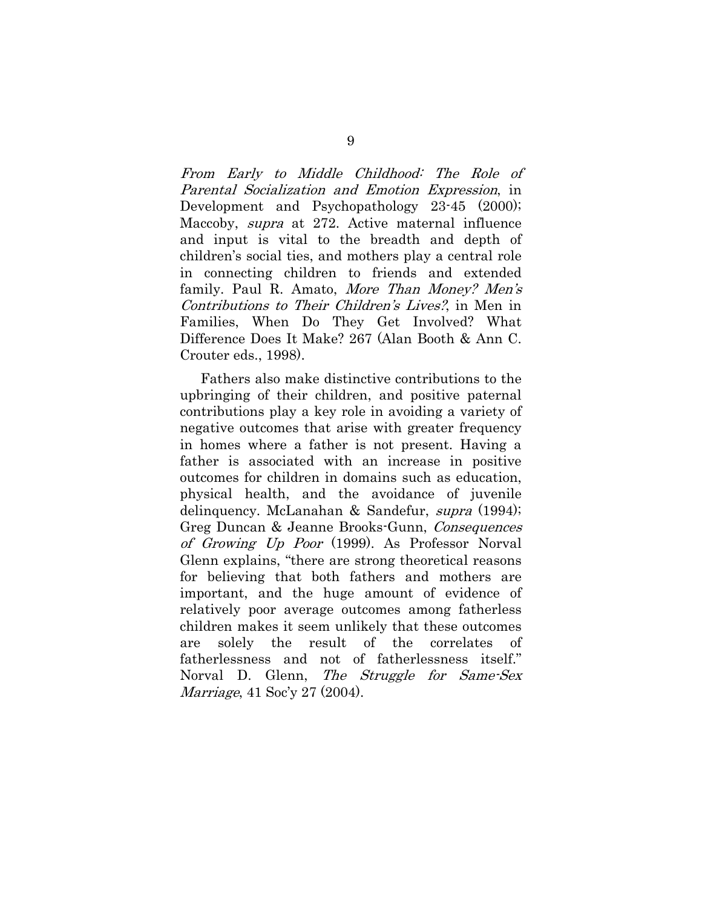*From Early to Middle Childhood: The Role of Parental Socialization and Emotion Expression*, in Development and Psychopathology 23-45 (2000); Maccoby, *supra* at 272. Active maternal influence and input is vital to the breadth and depth of children's social ties, and mothers play a central role in connecting children to friends and extended family. Paul R. Amato, *More Than Money? Men's Contributions to Their Children's Lives?*, in Men in Families, When Do They Get Involved? What Difference Does It Make? 267 (Alan Booth & Ann C. Crouter eds., 1998).

Fathers also make distinctive contributions to the upbringing of their children, and positive paternal contributions play a key role in avoiding a variety of negative outcomes that arise with greater frequency in homes where a father is not present. Having a father is associated with an increase in positive outcomes for children in domains such as education, physical health, and the avoidance of juvenile delinquency. McLanahan & Sandefur, *supra* (1994); Greg Duncan & Jeanne Brooks-Gunn, *Consequences of Growing Up Poor* (1999). As Professor Norval Glenn explains, "there are strong theoretical reasons for believing that both fathers and mothers are important, and the huge amount of evidence of relatively poor average outcomes among fatherless children makes it seem unlikely that these outcomes are solely the result of the correlates of fatherlessness and not of fatherlessness itself." Norval D. Glenn, *The Struggle for Same-Sex Marriage*, 41 Soc'y 27 (2004).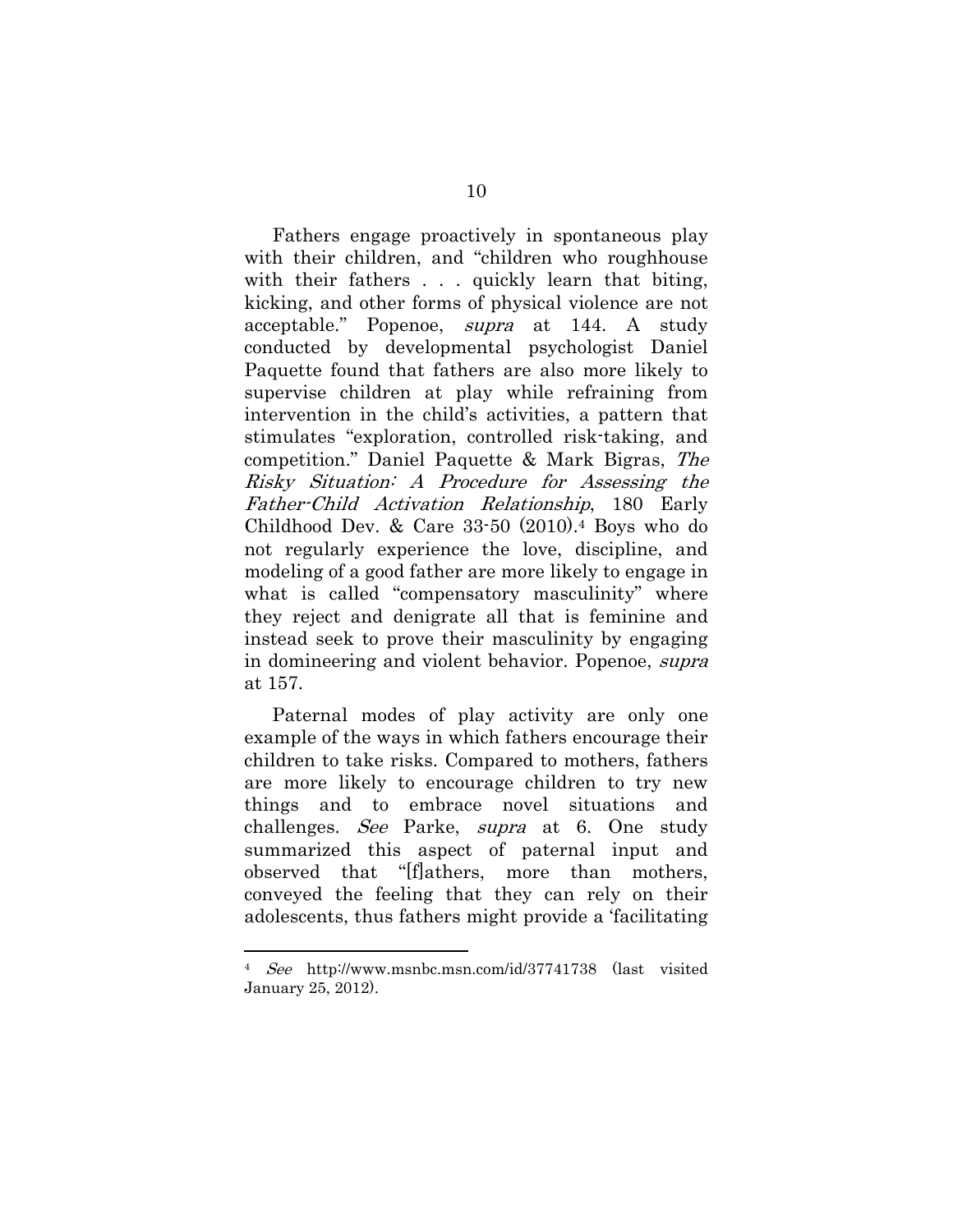Fathers engage proactively in spontaneous play with their children, and "children who roughhouse with their fathers . . . quickly learn that biting, kicking, and other forms of physical violence are not acceptable." Popenoe, *supra* at 144. A study conducted by developmental psychologist Daniel Paquette found that fathers are also more likely to supervise children at play while refraining from intervention in the child's activities, a pattern that stimulates "exploration, controlled risk-taking, and competition." Daniel Paquette & Mark Bigras, *The Risky Situation: A Procedure for Assessing the Father-Child Activation Relationship*, 180 Early Childhood Dev. & Care 33-50 (2010).[4] Boys who do not regularly experience the love, discipline, and modeling of a good father are more likely to engage in what is called "compensatory masculinity" where they reject and denigrate all that is feminine and instead seek to prove their masculinity by engaging in domineering and violent behavior. Popenoe, *supra* at 157.

Paternal modes of play activity are only one example of the ways in which fathers encourage their children to take risks. Compared to mothers, fathers are more likely to encourage children to try new things and to embrace novel situations and challenges. *See* Parke, *supra* at 6. One study summarized this aspect of paternal input and observed that "[f]athers, more than mothers, conveyed the feeling that they can rely on their adolescents, thus fathers might provide a 'facilitating

---

[4] *See* http://www.msnbc.msn.com/id/37741738 (last visited January 25, 2012).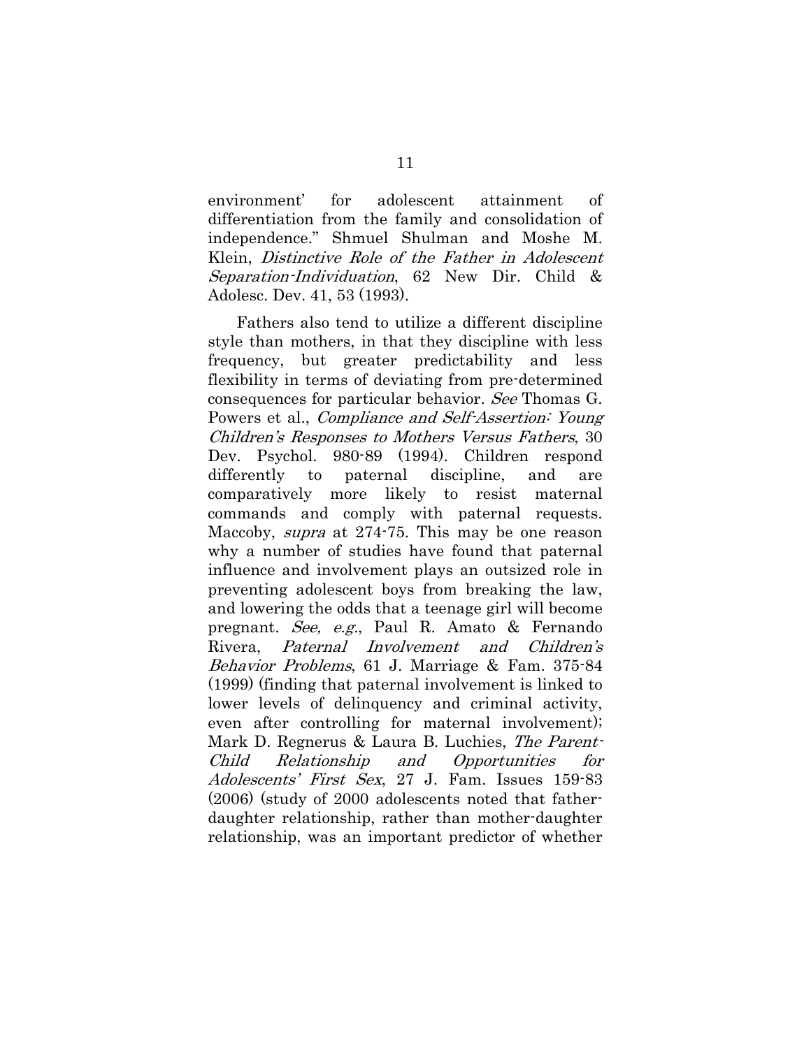environment' for adolescent attainment of differentiation from the family and consolidation of independence." Shmuel Shulman and Moshe M. Klein, *Distinctive Role of the Father in Adolescent Separation-Individuation*, 62 New Dir. Child & Adolesc. Dev. 41, 53 (1993).

Fathers also tend to utilize a different discipline style than mothers, in that they discipline with less frequency, but greater predictability and less flexibility in terms of deviating from pre-determined consequences for particular behavior. *See* Thomas G. Powers et al., *Compliance and Self-Assertion: Young Children's Responses to Mothers Versus Fathers*, 30 Dev. Psychol. 980-89 (1994). Children respond differently to paternal discipline, and are comparatively more likely to resist maternal commands and comply with paternal requests. Maccoby, *supra* at 274-75. This may be one reason why a number of studies have found that paternal influence and involvement plays an outsized role in preventing adolescent boys from breaking the law, and lowering the odds that a teenage girl will become pregnant. *See, e.g.*, Paul R. Amato & Fernando Rivera, *Paternal Involvement and Children's Behavior Problems*, 61 J. Marriage & Fam. 375-84 (1999) (finding that paternal involvement is linked to lower levels of delinquency and criminal activity, even after controlling for maternal involvement); Mark D. Regnerus & Laura B. Luchies, *The Parent-Child Relationship and Opportunities for Adolescents' First Sex*, 27 J. Fam. Issues 159-83 (2006) (study of 2000 adolescents noted that father-daughter relationship, rather than mother-daughter relationship, was an important predictor of whether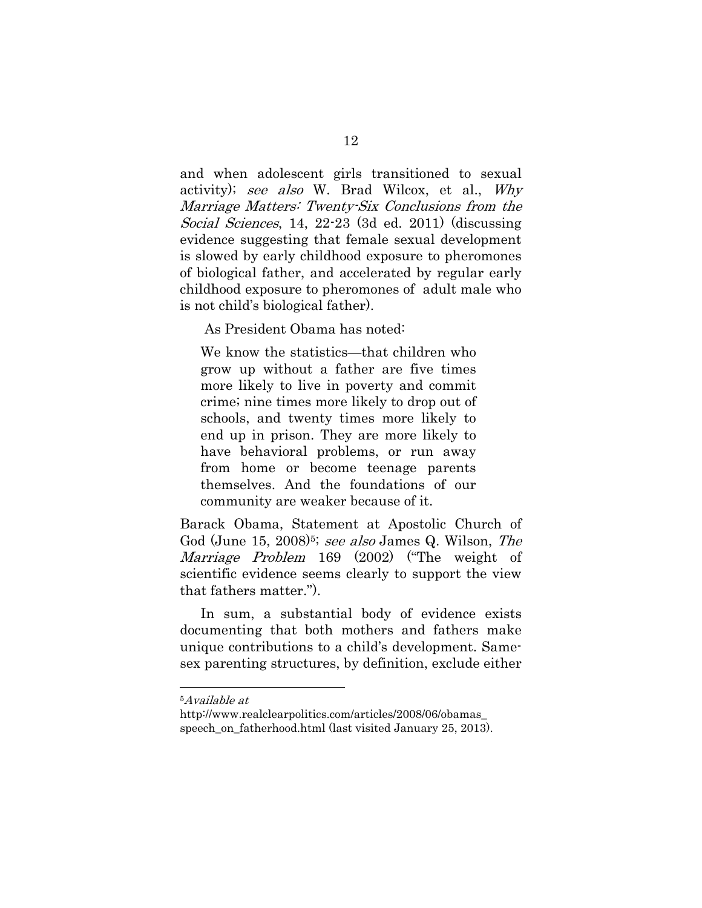and when adolescent girls transitioned to sexual activity); *see also* W. Brad Wilcox, et al., *Why Marriage Matters: Twenty-Six Conclusions from the Social Sciences*, 14, 22-23 (3d ed. 2011) (discussing evidence suggesting that female sexual development is slowed by early childhood exposure to pheromones of biological father, and accelerated by regular early childhood exposure to pheromones of adult male who is not child's biological father).

As President Obama has noted:

> We know the statistics—that children who grow up without a father are five times more likely to live in poverty and commit crime; nine times more likely to drop out of schools, and twenty times more likely to end up in prison. They are more likely to have behavioral problems, or run away from home or become teenage parents themselves. And the foundations of our community are weaker because of it.

Barack Obama, Statement at Apostolic Church of God (June 15, 2008)[5]; *see also* James Q. Wilson, *The Marriage Problem* 169 (2002) ("The weight of scientific evidence seems clearly to support the view that fathers matter.").

In sum, a substantial body of evidence exists documenting that both mothers and fathers make unique contributions to a child's development. Same-sex parenting structures, by definition, exclude either

---

[5] *Available at* http://www.realclearpolitics.com/articles/2008/06/obamas_speech_on_fatherhood.html (last visited January 25, 2013).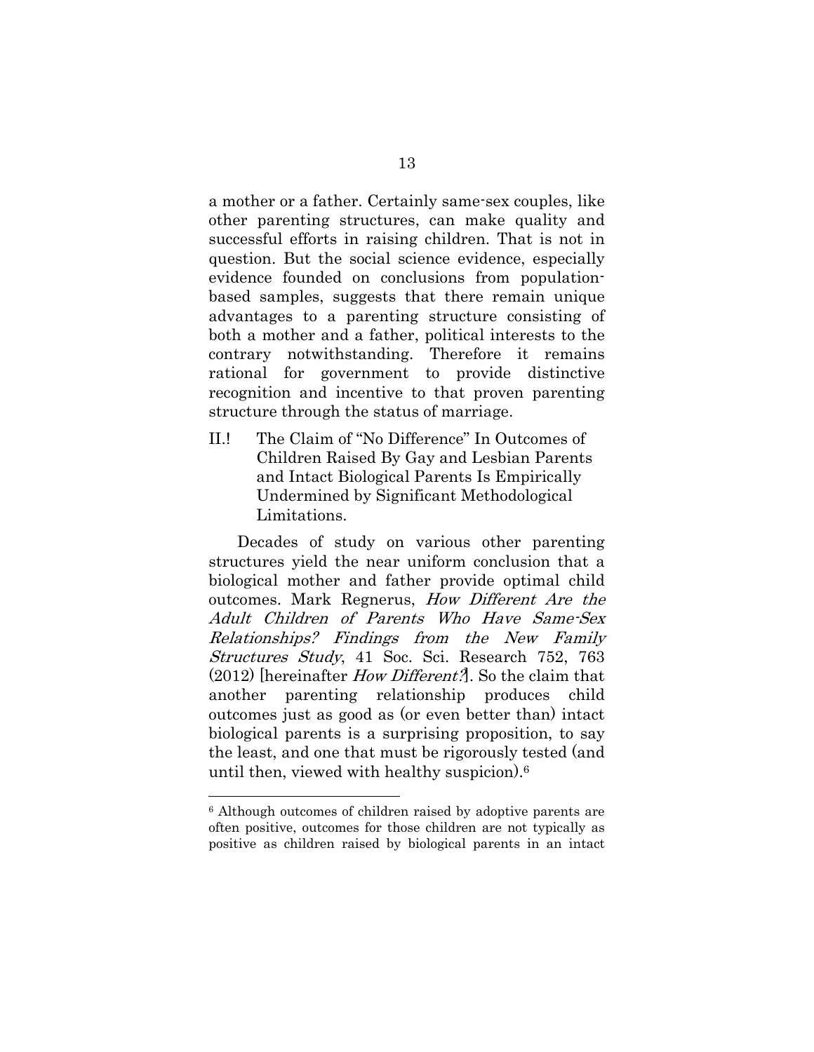a mother or a father. Certainly same-sex couples, like other parenting structures, can make quality and successful efforts in raising children. That is not in question. But the social science evidence, especially evidence founded on conclusions from population-based samples, suggests that there remain unique advantages to a parenting structure consisting of both a mother and a father, political interests to the contrary notwithstanding. Therefore it remains rational for government to provide distinctive recognition and incentive to that proven parenting structure through the status of marriage.

## II.! The Claim of "No Difference" In Outcomes of Children Raised By Gay and Lesbian Parents and Intact Biological Parents Is Empirically Undermined by Significant Methodological Limitations.

Decades of study on various other parenting structures yield the near uniform conclusion that a biological mother and father provide optimal child outcomes. Mark Regnerus, *How Different Are the Adult Children of Parents Who Have Same-Sex Relationships? Findings from the New Family Structures Study*, 41 Soc. Sci. Research 752, 763 (2012) [hereinafter *How Different?*]. So the claim that another parenting relationship produces child outcomes just as good as (or even better than) intact biological parents is a surprising proposition, to say the least, and one that must be rigorously tested (and until then, viewed with healthy suspicion).[6]

---

[6] Although outcomes of children raised by adoptive parents are often positive, outcomes for those children are not typically as positive as children raised by biological parents in an intact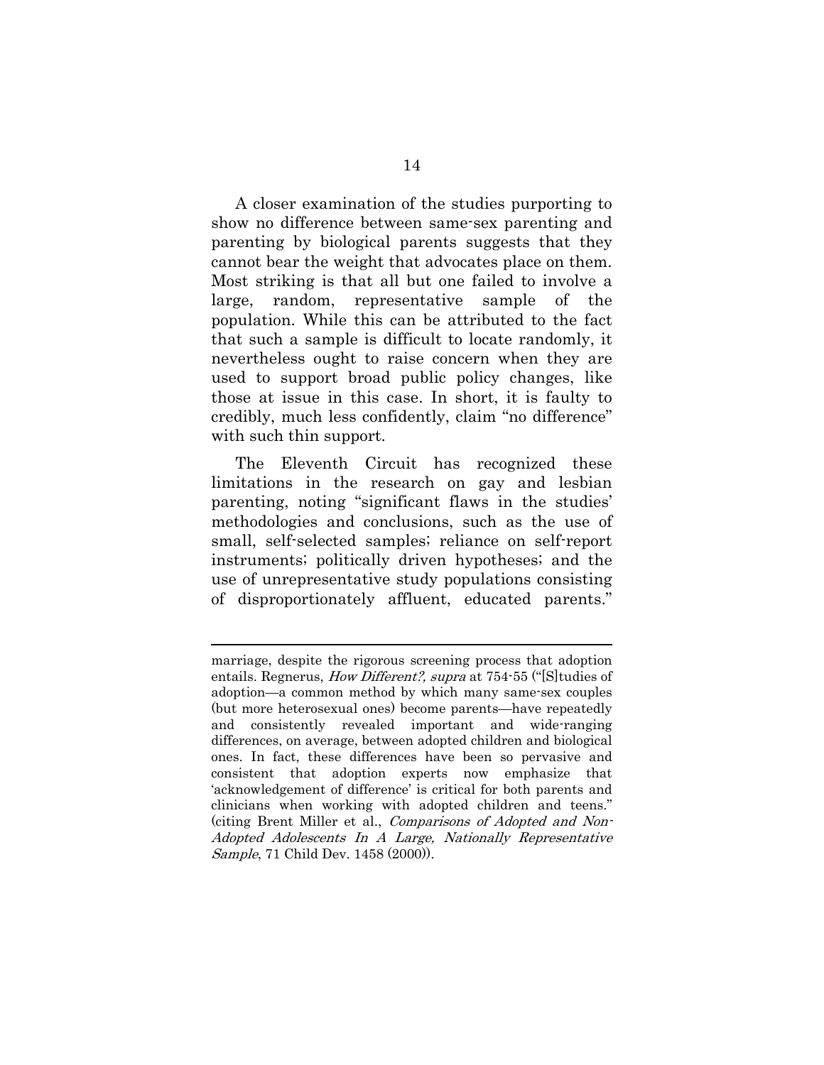A closer examination of the studies purporting to show no difference between same-sex parenting and parenting by biological parents suggests that they cannot bear the weight that advocates place on them. Most striking is that all but one failed to involve a large, random, representative sample of the population. While this can be attributed to the fact that such a sample is difficult to locate randomly, it nevertheless ought to raise concern when they are used to support broad public policy changes, like those at issue in this case. In short, it is faulty to credibly, much less confidently, claim "no difference" with such thin support.

The Eleventh Circuit has recognized these limitations in the research on gay and lesbian parenting, noting "significant flaws in the studies' methodologies and conclusions, such as the use of small, self-selected samples; reliance on self-report instruments; politically driven hypotheses; and the use of unrepresentative study populations consisting of disproportionately affluent, educated parents."

---

marriage, despite the rigorous screening process that adoption entails. Regnerus, *How Different?, supra* at 754-55 ("[S]tudies of adoption—a common method by which many same-sex couples (but more heterosexual ones) become parents—have repeatedly and consistently revealed important and wide-ranging differences, on average, between adopted children and biological ones. In fact, these differences have been so pervasive and consistent that adoption experts now emphasize that 'acknowledgement of difference' is critical for both parents and clinicians when working with adopted children and teens." (citing Brent Miller et al., *Comparisons of Adopted and Non-Adopted Adolescents In A Large, Nationally Representative Sample*, 71 Child Dev. 1458 (2000)).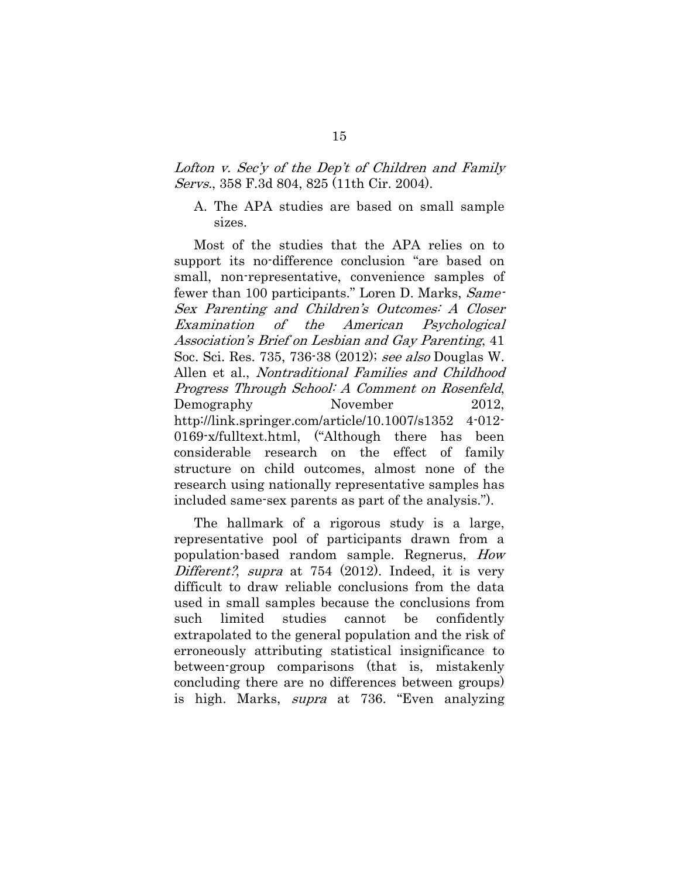*Lofton v. Sec'y of the Dep't of Children and Family Servs.*, 358 F.3d 804, 825 (11th Cir. 2004).

A. The APA studies are based on small sample sizes.

Most of the studies that the APA relies on to support its no-difference conclusion "are based on small, non-representative, convenience samples of fewer than 100 participants." Loren D. Marks, *Same-Sex Parenting and Children's Outcomes: A Closer Examination of the American Psychological Association's Brief on Lesbian and Gay Parenting*, 41 Soc. Sci. Res. 735, 736-38 (2012); *see also* Douglas W. Allen et al., *Nontraditional Families and Childhood Progress Through School: A Comment on Rosenfeld*, Demography November 2012, http://link.springer.com/article/10.1007/s1352 4-012-0169-x/fulltext.html, ("Although there has been considerable research on the effect of family structure on child outcomes, almost none of the research using nationally representative samples has included same-sex parents as part of the analysis.").

The hallmark of a rigorous study is a large, representative pool of participants drawn from a population-based random sample. Regnerus, *How Different?*, *supra* at 754 (2012). Indeed, it is very difficult to draw reliable conclusions from the data used in small samples because the conclusions from such limited studies cannot be confidently extrapolated to the general population and the risk of erroneously attributing statistical insignificance to between-group comparisons (that is, mistakenly concluding there are no differences between groups) is high. Marks, *supra* at 736. "Even analyzing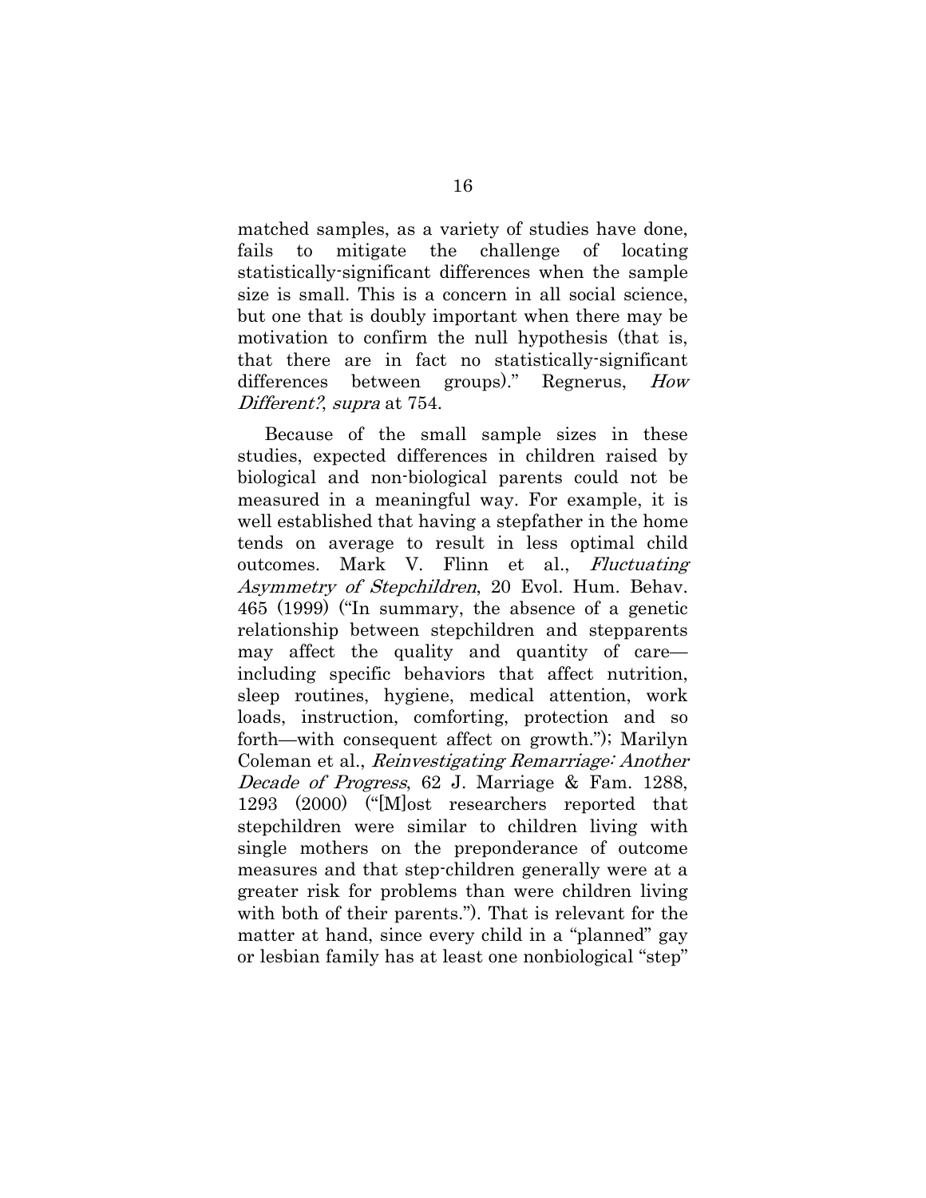matched samples, as a variety of studies have done, fails to mitigate the challenge of locating statistically-significant differences when the sample size is small. This is a concern in all social science, but one that is doubly important when there may be motivation to confirm the null hypothesis (that is, that there are in fact no statistically-significant differences between groups)." Regnerus, *How Different?*, *supra* at 754.

Because of the small sample sizes in these studies, expected differences in children raised by biological and non-biological parents could not be measured in a meaningful way. For example, it is well established that having a stepfather in the home tends on average to result in less optimal child outcomes. Mark V. Flinn et al., *Fluctuating Asymmetry of Stepchildren*, 20 Evol. Hum. Behav. 465 (1999) ("In summary, the absence of a genetic relationship between stepchildren and stepparents may affect the quality and quantity of care—including specific behaviors that affect nutrition, sleep routines, hygiene, medical attention, work loads, instruction, comforting, protection and so forth—with consequent affect on growth."); Marilyn Coleman et al., *Reinvestigating Remarriage: Another Decade of Progress*, 62 J. Marriage & Fam. 1288, 1293 (2000) ("[M]ost researchers reported that stepchildren were similar to children living with single mothers on the preponderance of outcome measures and that step-children generally were at a greater risk for problems than were children living with both of their parents."). That is relevant for the matter at hand, since every child in a "planned" gay or lesbian family has at least one nonbiological "step"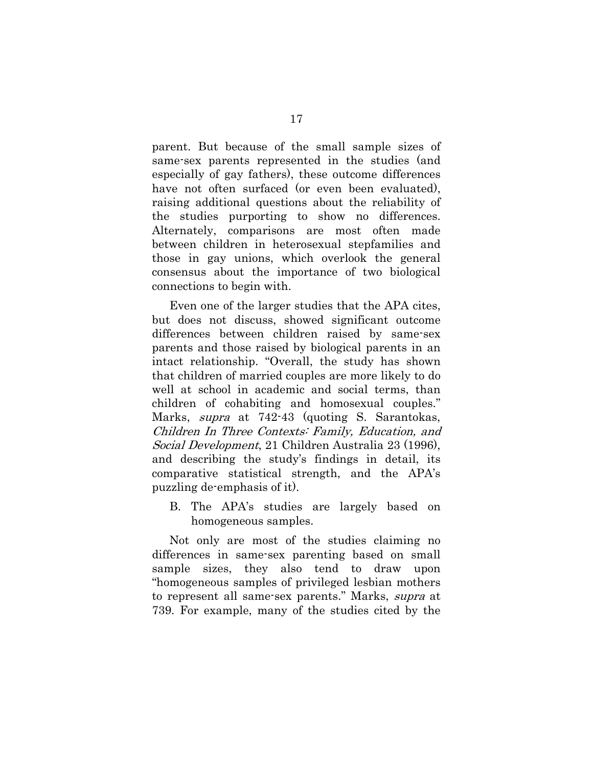parent. But because of the small sample sizes of same-sex parents represented in the studies (and especially of gay fathers), these outcome differences have not often surfaced (or even been evaluated), raising additional questions about the reliability of the studies purporting to show no differences. Alternately, comparisons are most often made between children in heterosexual stepfamilies and those in gay unions, which overlook the general consensus about the importance of two biological connections to begin with.

Even one of the larger studies that the APA cites, but does not discuss, showed significant outcome differences between children raised by same-sex parents and those raised by biological parents in an intact relationship. "Overall, the study has shown that children of married couples are more likely to do well at school in academic and social terms, than children of cohabiting and homosexual couples." Marks, *supra* at 742-43 (quoting S. Sarantokas, *Children In Three Contexts: Family, Education, and Social Development*, 21 Children Australia 23 (1996), and describing the study's findings in detail, its comparative statistical strength, and the APA's puzzling de-emphasis of it).

B. The APA's studies are largely based on homogeneous samples.

Not only are most of the studies claiming no differences in same-sex parenting based on small sample sizes, they also tend to draw upon "homogeneous samples of privileged lesbian mothers to represent all same-sex parents." Marks, *supra* at 739. For example, many of the studies cited by the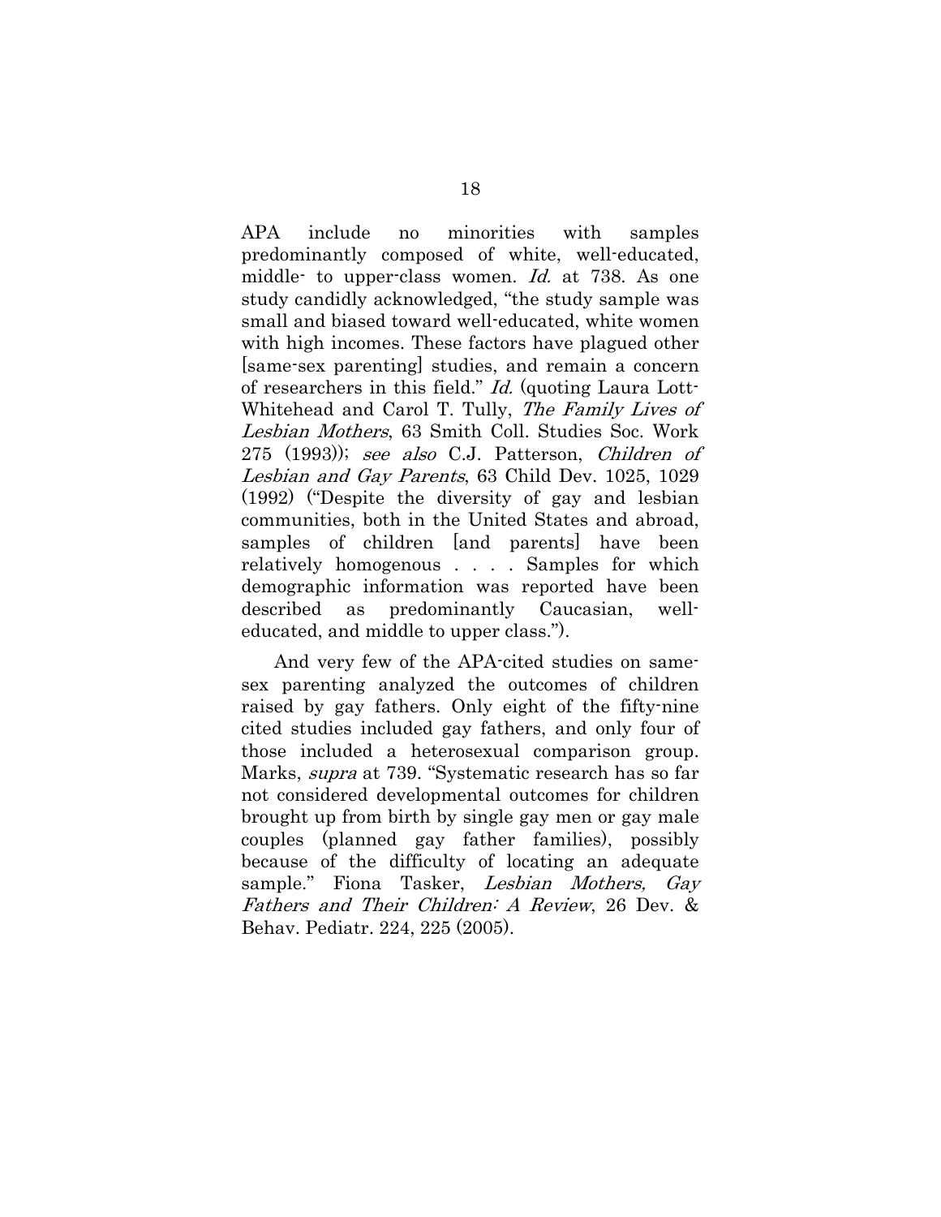APA include no minorities with samples predominantly composed of white, well-educated, middle- to upper-class women. *Id.* at 738. As one study candidly acknowledged, "the study sample was small and biased toward well-educated, white women with high incomes. These factors have plagued other [same-sex parenting] studies, and remain a concern of researchers in this field." *Id.* (quoting Laura Lott-Whitehead and Carol T. Tully, *The Family Lives of Lesbian Mothers*, 63 Smith Coll. Studies Soc. Work 275 (1993)); *see also* C.J. Patterson, *Children of Lesbian and Gay Parents*, 63 Child Dev. 1025, 1029 (1992) ("Despite the diversity of gay and lesbian communities, both in the United States and abroad, samples of children [and parents] have been relatively homogenous . . . . Samples for which demographic information was reported have been described as predominantly Caucasian, well-educated, and middle to upper class.").

And very few of the APA-cited studies on same-sex parenting analyzed the outcomes of children raised by gay fathers. Only eight of the fifty-nine cited studies included gay fathers, and only four of those included a heterosexual comparison group. Marks, *supra* at 739. "Systematic research has so far not considered developmental outcomes for children brought up from birth by single gay men or gay male couples (planned gay father families), possibly because of the difficulty of locating an adequate sample." Fiona Tasker, *Lesbian Mothers, Gay Fathers and Their Children: A Review*, 26 Dev. & Behav. Pediatr. 224, 225 (2005).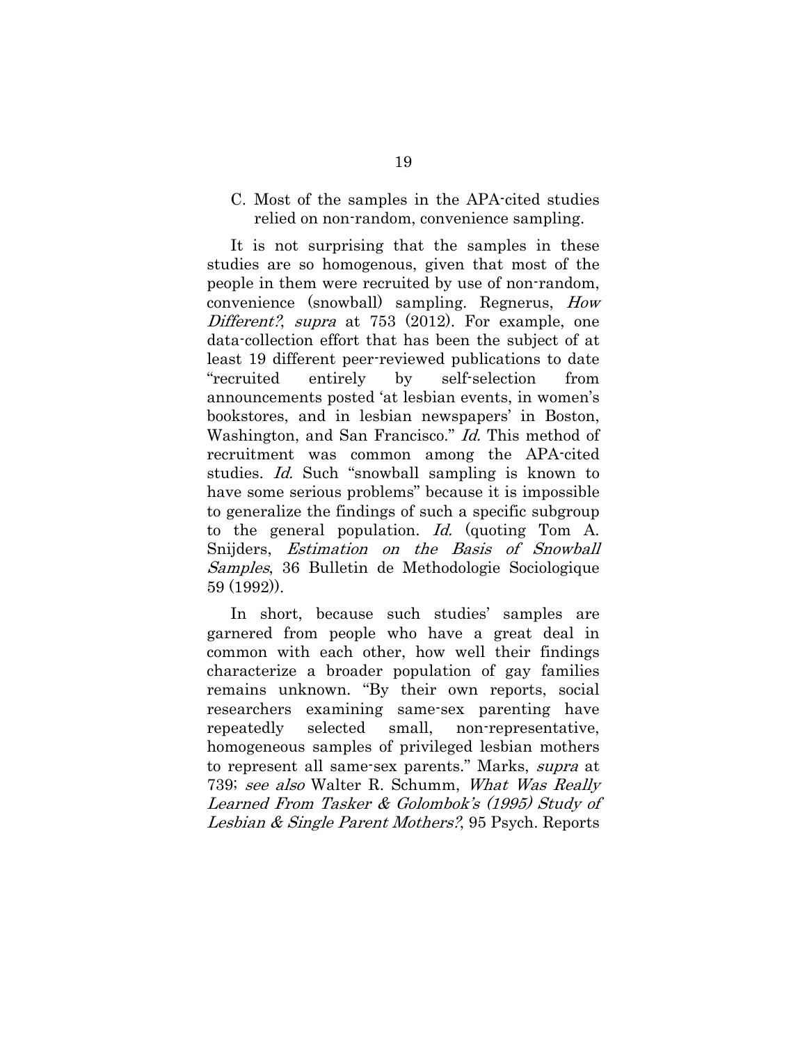### C. Most of the samples in the APA-cited studies relied on non-random, convenience sampling.

It is not surprising that the samples in these studies are so homogenous, given that most of the people in them were recruited by use of non-random, convenience (snowball) sampling. Regnerus, *How Different?*, *supra* at 753 (2012). For example, one data-collection effort that has been the subject of at least 19 different peer-reviewed publications to date "recruited entirely by self-selection from announcements posted 'at lesbian events, in women's bookstores, and in lesbian newspapers' in Boston, Washington, and San Francisco." *Id.* This method of recruitment was common among the APA-cited studies. *Id.* Such "snowball sampling is known to have some serious problems" because it is impossible to generalize the findings of such a specific subgroup to the general population. *Id.* (quoting Tom A. Snijders, *Estimation on the Basis of Snowball Samples*, 36 Bulletin de Methodologie Sociologique 59 (1992)).

In short, because such studies' samples are garnered from people who have a great deal in common with each other, how well their findings characterize a broader population of gay families remains unknown. "By their own reports, social researchers examining same-sex parenting have repeatedly selected small, non-representative, homogeneous samples of privileged lesbian mothers to represent all same-sex parents." Marks, *supra* at 739; *see also* Walter R. Schumm, *What Was Really Learned From Tasker & Golombok's (1995) Study of Lesbian & Single Parent Mothers?*, 95 Psych. Reports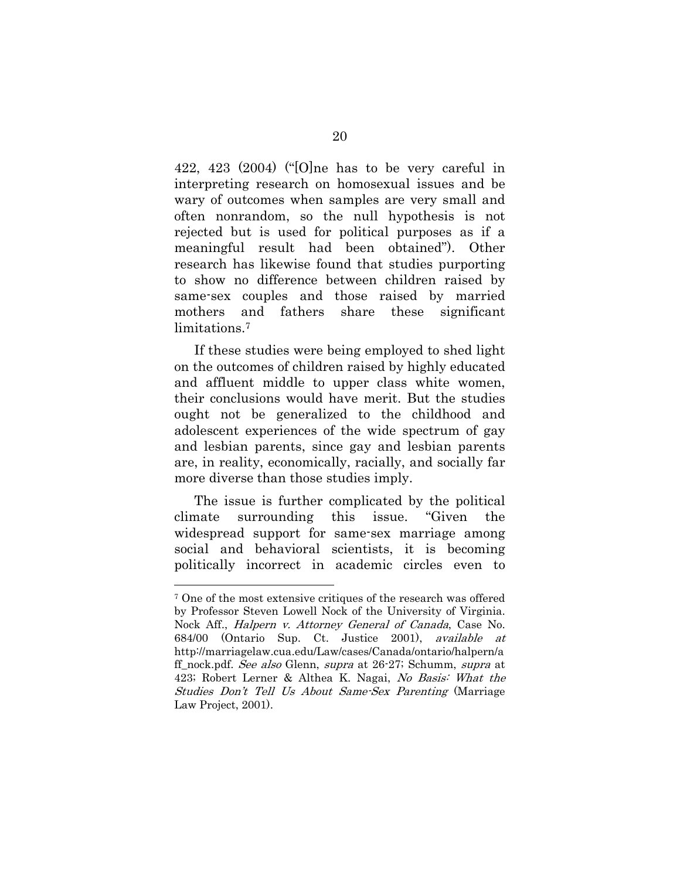422, 423 (2004) ("[O]ne has to be very careful in interpreting research on homosexual issues and be wary of outcomes when samples are very small and often nonrandom, so the null hypothesis is not rejected but is used for political purposes as if a meaningful result had been obtained"). Other research has likewise found that studies purporting to show no difference between children raised by same-sex couples and those raised by married mothers and fathers share these significant limitations.[7]

If these studies were being employed to shed light on the outcomes of children raised by highly educated and affluent middle to upper class white women, their conclusions would have merit. But the studies ought not be generalized to the childhood and adolescent experiences of the wide spectrum of gay and lesbian parents, since gay and lesbian parents are, in reality, economically, racially, and socially far more diverse than those studies imply.

The issue is further complicated by the political climate surrounding this issue. "Given the widespread support for same-sex marriage among social and behavioral scientists, it is becoming politically incorrect in academic circles even to

---

[7] One of the most extensive critiques of the research was offered by Professor Steven Lowell Nock of the University of Virginia. Nock Aff., *Halpern v. Attorney General of Canada*, Case No. 684/00 (Ontario Sup. Ct. Justice 2001), *available at* http://marriagelaw.cua.edu/Law/cases/Canada/ontario/halpern/aff_nock.pdf. *See also* Glenn, *supra* at 26-27; Schumm, *supra* at 423; Robert Lerner & Althea K. Nagai, *No Basis: What the Studies Don't Tell Us About Same-Sex Parenting* (Marriage Law Project, 2001).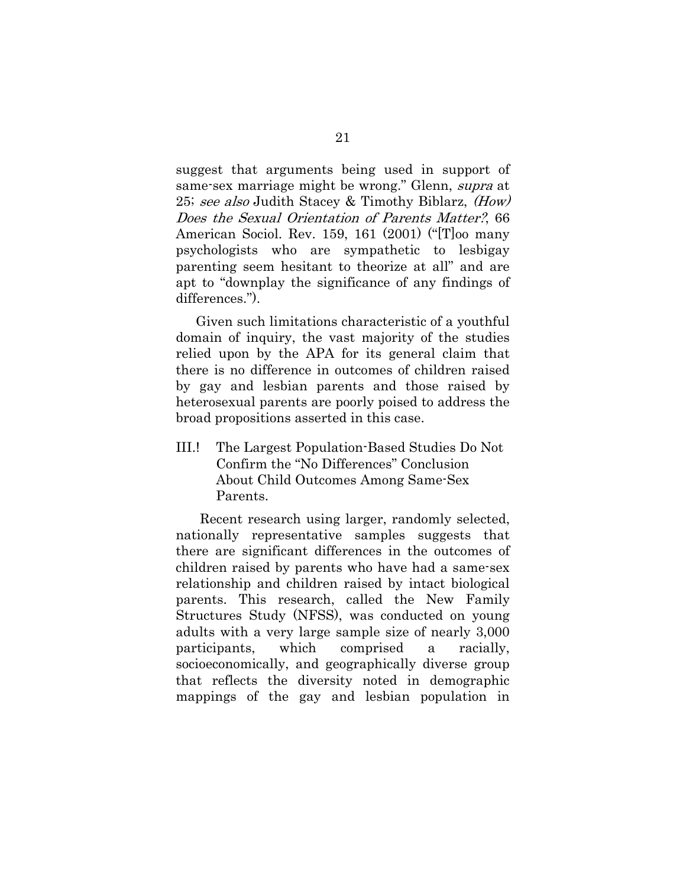suggest that arguments being used in support of same-sex marriage might be wrong." Glenn, *supra* at 25; *see also* Judith Stacey & Timothy Biblarz, *(How) Does the Sexual Orientation of Parents Matter?*, 66 American Sociol. Rev. 159, 161 (2001) ("[T]oo many psychologists who are sympathetic to lesbigay parenting seem hesitant to theorize at all" and are apt to "downplay the significance of any findings of differences.").

Given such limitations characteristic of a youthful domain of inquiry, the vast majority of the studies relied upon by the APA for its general claim that there is no difference in outcomes of children raised by gay and lesbian parents and those raised by heterosexual parents are poorly poised to address the broad propositions asserted in this case.

## III. The Largest Population-Based Studies Do Not Confirm the "No Differences" Conclusion About Child Outcomes Among Same-Sex Parents.

Recent research using larger, randomly selected, nationally representative samples suggests that there are significant differences in the outcomes of children raised by parents who have had a same-sex relationship and children raised by intact biological parents. This research, called the New Family Structures Study (NFSS), was conducted on young adults with a very large sample size of nearly 3,000 participants, which comprised a racially, socioeconomically, and geographically diverse group that reflects the diversity noted in demographic mappings of the gay and lesbian population in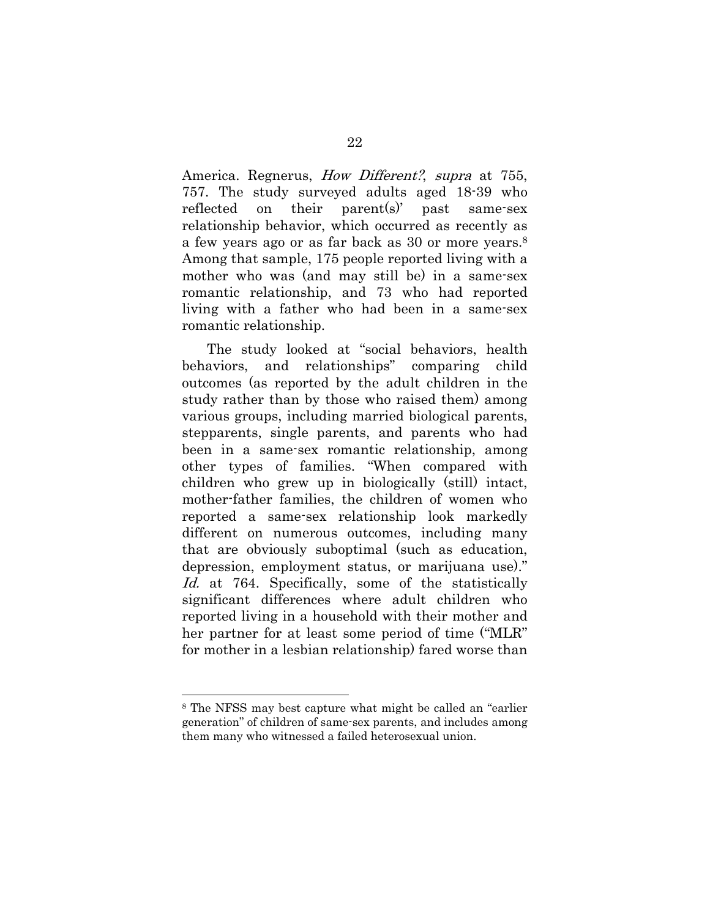America. Regnerus, *How Different?*, *supra* at 755, 757. The study surveyed adults aged 18-39 who reflected on their parent(s)' past same-sex relationship behavior, which occurred as recently as a few years ago or as far back as 30 or more years.[8] Among that sample, 175 people reported living with a mother who was (and may still be) in a same-sex romantic relationship, and 73 who had reported living with a father who had been in a same-sex romantic relationship.

The study looked at "social behaviors, health behaviors, and relationships" comparing child outcomes (as reported by the adult children in the study rather than by those who raised them) among various groups, including married biological parents, stepparents, single parents, and parents who had been in a same-sex romantic relationship, among other types of families. "When compared with children who grew up in biologically (still) intact, mother-father families, the children of women who reported a same-sex relationship look markedly different on numerous outcomes, including many that are obviously suboptimal (such as education, depression, employment status, or marijuana use)." *Id.* at 764. Specifically, some of the statistically significant differences where adult children who reported living in a household with their mother and her partner for at least some period of time ("MLR" for mother in a lesbian relationship) fared worse than

---

[8] The NFSS may best capture what might be called an "earlier generation" of children of same-sex parents, and includes among them many who witnessed a failed heterosexual union.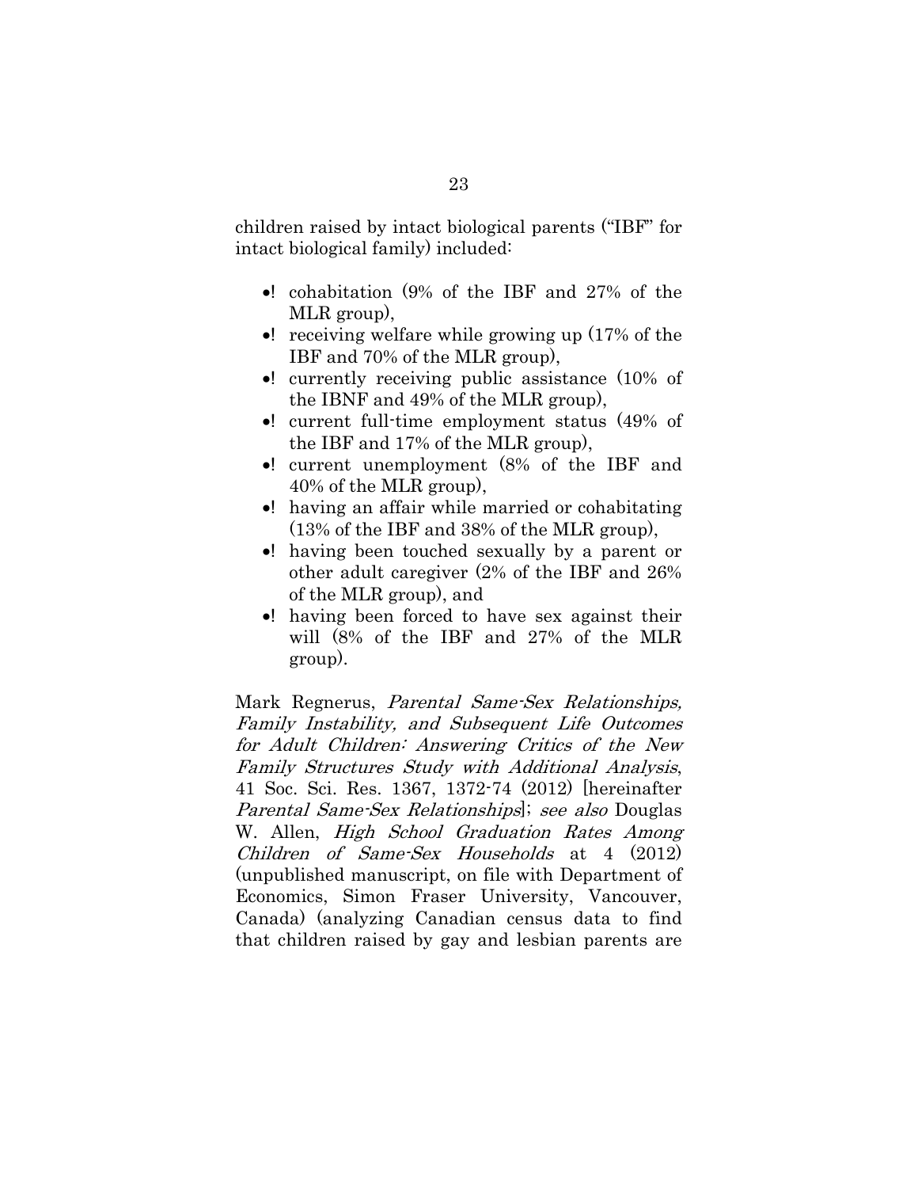children raised by intact biological parents ("IBF" for intact biological family) included:

- cohabitation (9% of the IBF and 27% of the MLR group),
- receiving welfare while growing up (17% of the IBF and 70% of the MLR group),
- currently receiving public assistance (10% of the IBNF and 49% of the MLR group),
- current full-time employment status (49% of the IBF and 17% of the MLR group),
- current unemployment (8% of the IBF and 40% of the MLR group),
- having an affair while married or cohabitating (13% of the IBF and 38% of the MLR group),
- having been touched sexually by a parent or other adult caregiver (2% of the IBF and 26% of the MLR group), and
- having been forced to have sex against their will (8% of the IBF and 27% of the MLR group).

Mark Regnerus, *Parental Same-Sex Relationships, Family Instability, and Subsequent Life Outcomes for Adult Children: Answering Critics of the New Family Structures Study with Additional Analysis*, 41 Soc. Sci. Res. 1367, 1372-74 (2012) [hereinafter *Parental Same-Sex Relationships*]; *see also* Douglas W. Allen, *High School Graduation Rates Among Children of Same-Sex Households* at 4 (2012) (unpublished manuscript, on file with Department of Economics, Simon Fraser University, Vancouver, Canada) (analyzing Canadian census data to find that children raised by gay and lesbian parents are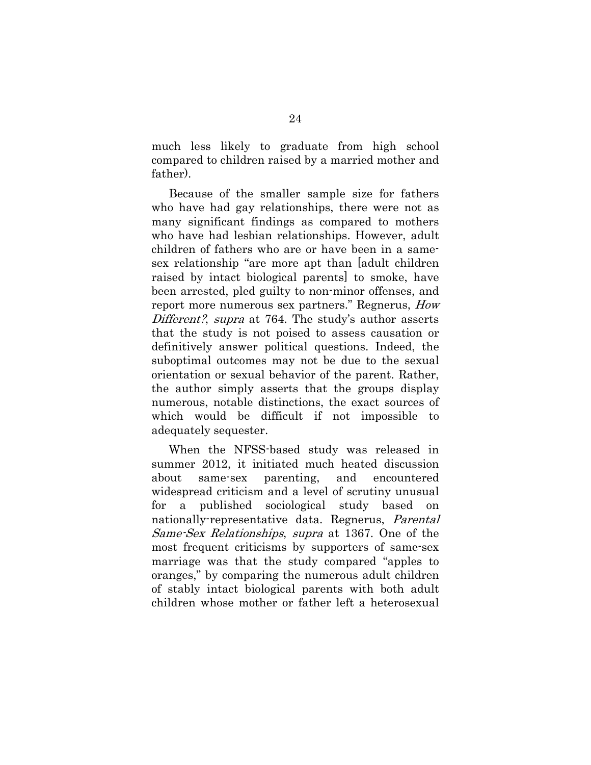much less likely to graduate from high school compared to children raised by a married mother and father).

Because of the smaller sample size for fathers who have had gay relationships, there were not as many significant findings as compared to mothers who have had lesbian relationships. However, adult children of fathers who are or have been in a same-sex relationship "are more apt than [adult children raised by intact biological parents] to smoke, have been arrested, pled guilty to non-minor offenses, and report more numerous sex partners." Regnerus, *How Different?*, *supra* at 764. The study's author asserts that the study is not poised to assess causation or definitively answer political questions. Indeed, the suboptimal outcomes may not be due to the sexual orientation or sexual behavior of the parent. Rather, the author simply asserts that the groups display numerous, notable distinctions, the exact sources of which would be difficult if not impossible to adequately sequester.

When the NFSS-based study was released in summer 2012, it initiated much heated discussion about same-sex parenting, and encountered widespread criticism and a level of scrutiny unusual for a published sociological study based on nationally-representative data. Regnerus, *Parental Same-Sex Relationships*, *supra* at 1367. One of the most frequent criticisms by supporters of same-sex marriage was that the study compared "apples to oranges," by comparing the numerous adult children of stably intact biological parents with both adult children whose mother or father left a heterosexual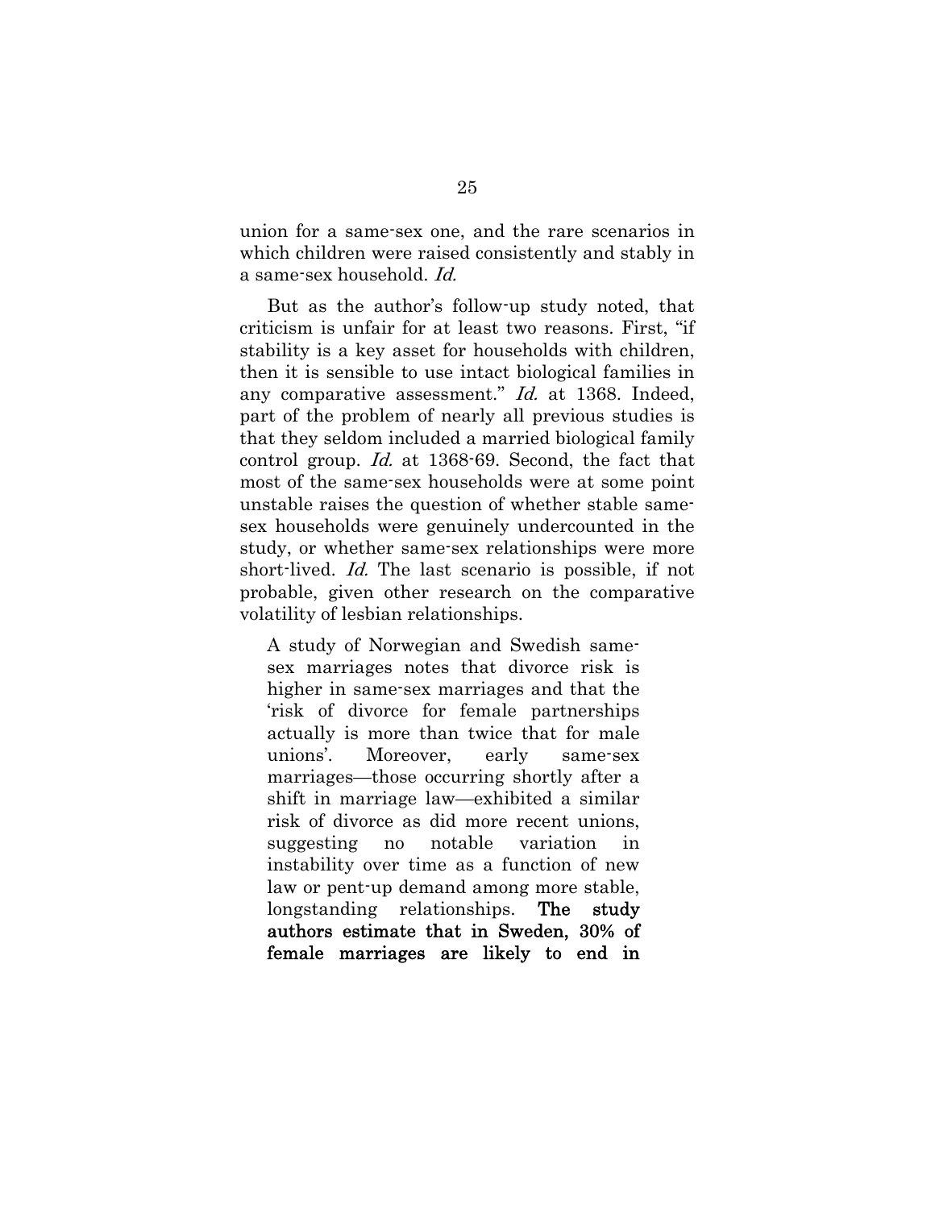union for a same-sex one, and the rare scenarios in which children were raised consistently and stably in a same-sex household. *Id.*

But as the author's follow-up study noted, that criticism is unfair for at least two reasons. First, "if stability is a key asset for households with children, then it is sensible to use intact biological families in any comparative assessment." *Id.* at 1368. Indeed, part of the problem of nearly all previous studies is that they seldom included a married biological family control group. *Id.* at 1368-69. Second, the fact that most of the same-sex households were at some point unstable raises the question of whether stable same-sex households were genuinely undercounted in the study, or whether same-sex relationships were more short-lived. *Id.* The last scenario is possible, if not probable, given other research on the comparative volatility of lesbian relationships.

> A study of Norwegian and Swedish same-sex marriages notes that divorce risk is higher in same-sex marriages and that the 'risk of divorce for female partnerships actually is more than twice that for male unions'. Moreover, early same-sex marriages—those occurring shortly after a shift in marriage law—exhibited a similar risk of divorce as did more recent unions, suggesting no notable variation in instability over time as a function of new law or pent-up demand among more stable, longstanding relationships. **The study authors estimate that in Sweden, 30% of female marriages are likely to end in**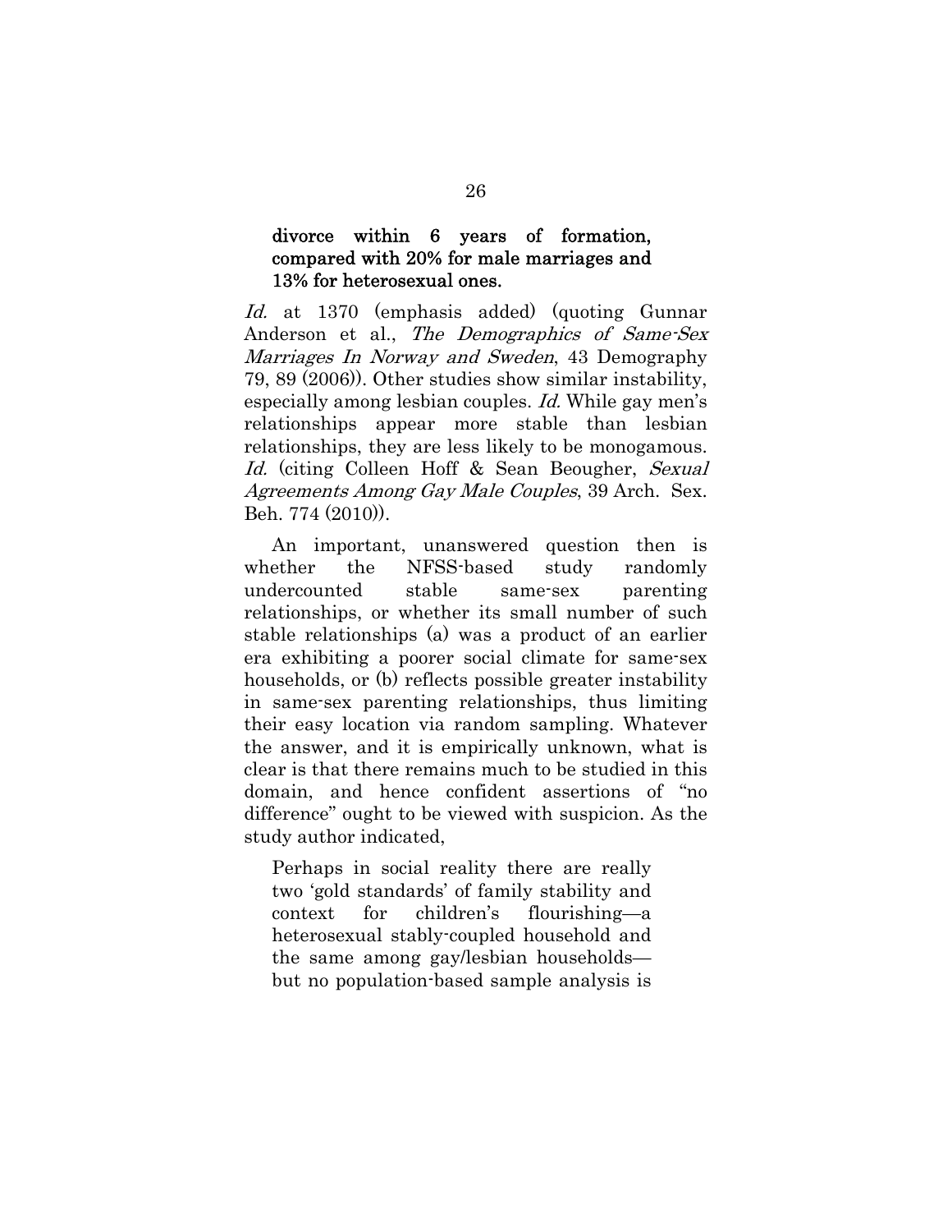> **divorce within 6 years of formation, compared with 20% for male marriages and 13% for heterosexual ones.**

*Id.* at 1370 (emphasis added) (quoting Gunnar Anderson et al., *The Demographics of Same-Sex Marriages In Norway and Sweden*, 43 Demography 79, 89 (2006)). Other studies show similar instability, especially among lesbian couples. *Id.* While gay men's relationships appear more stable than lesbian relationships, they are less likely to be monogamous. *Id.* (citing Colleen Hoff & Sean Beougher, *Sexual Agreements Among Gay Male Couples*, 39 Arch. Sex. Beh. 774 (2010)).

An important, unanswered question then is whether the NFSS-based study randomly undercounted stable same-sex parenting relationships, or whether its small number of such stable relationships (a) was a product of an earlier era exhibiting a poorer social climate for same-sex households, or (b) reflects possible greater instability in same-sex parenting relationships, thus limiting their easy location via random sampling. Whatever the answer, and it is empirically unknown, what is clear is that there remains much to be studied in this domain, and hence confident assertions of "no difference" ought to be viewed with suspicion. As the study author indicated,

> Perhaps in social reality there are really two 'gold standards' of family stability and context for children's flourishing—a heterosexual stably-coupled household and the same among gay/lesbian households—but no population-based sample analysis is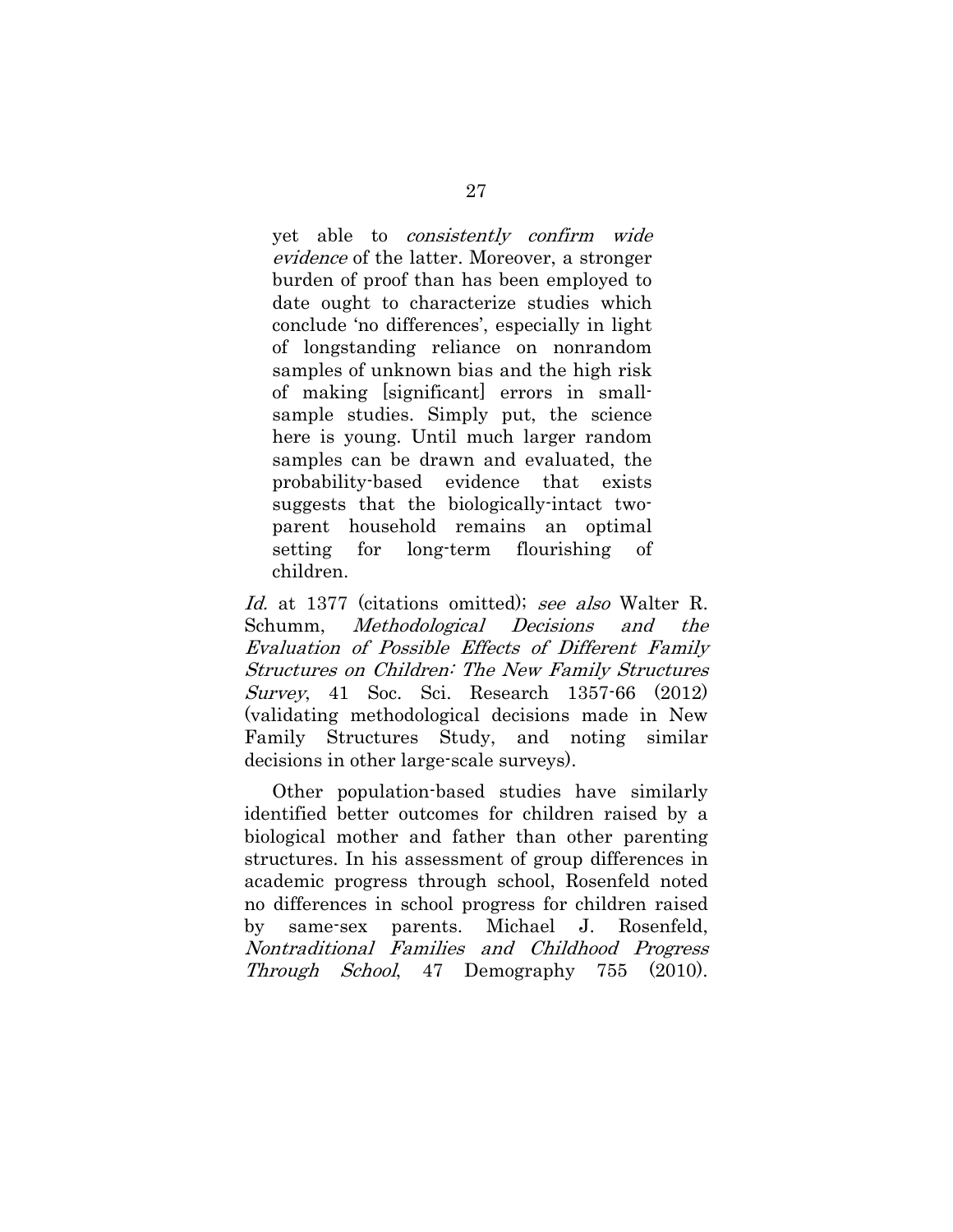> yet able to *consistently confirm wide evidence* of the latter. Moreover, a stronger burden of proof than has been employed to date ought to characterize studies which conclude 'no differences', especially in light of longstanding reliance on nonrandom samples of unknown bias and the high risk of making [significant] errors in small-sample studies. Simply put, the science here is young. Until much larger random samples can be drawn and evaluated, the probability-based evidence that exists suggests that the biologically-intact two-parent household remains an optimal setting for long-term flourishing of children.

*Id.* at 1377 (citations omitted); *see also* Walter R. Schumm, *Methodological Decisions and the Evaluation of Possible Effects of Different Family Structures on Children: The New Family Structures Survey*, 41 Soc. Sci. Research 1357-66 (2012) (validating methodological decisions made in New Family Structures Study, and noting similar decisions in other large-scale surveys).

Other population-based studies have similarly identified better outcomes for children raised by a biological mother and father than other parenting structures. In his assessment of group differences in academic progress through school, Rosenfeld noted no differences in school progress for children raised by same-sex parents. Michael J. Rosenfeld, *Nontraditional Families and Childhood Progress Through School*, 47 Demography 755 (2010).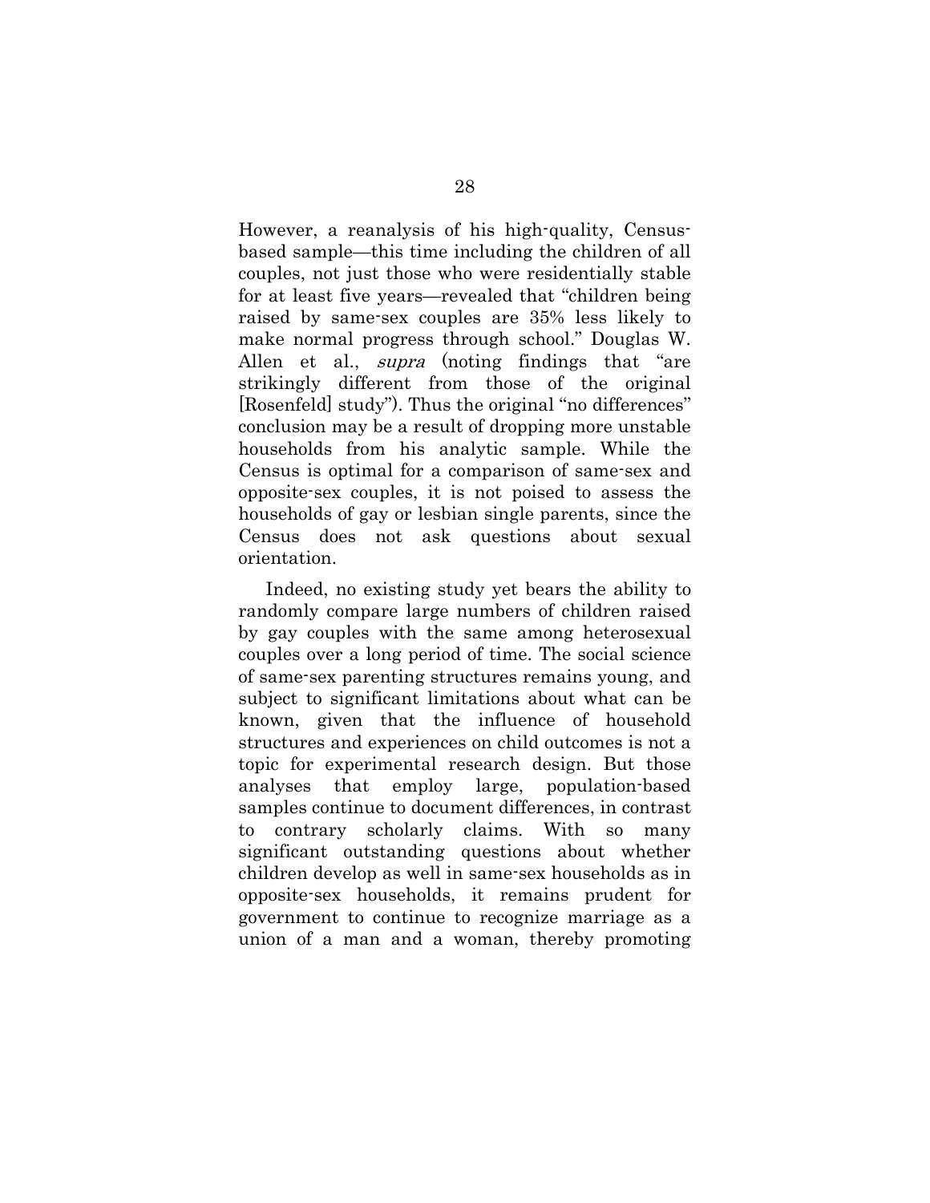However, a reanalysis of his high-quality, Census-based sample—this time including the children of all couples, not just those who were residentially stable for at least five years—revealed that "children being raised by same-sex couples are 35% less likely to make normal progress through school." Douglas W. Allen et al., *supra* (noting findings that "are strikingly different from those of the original [Rosenfeld] study"). Thus the original "no differences" conclusion may be a result of dropping more unstable households from his analytic sample. While the Census is optimal for a comparison of same-sex and opposite-sex couples, it is not poised to assess the households of gay or lesbian single parents, since the Census does not ask questions about sexual orientation.

Indeed, no existing study yet bears the ability to randomly compare large numbers of children raised by gay couples with the same among heterosexual couples over a long period of time. The social science of same-sex parenting structures remains young, and subject to significant limitations about what can be known, given that the influence of household structures and experiences on child outcomes is not a topic for experimental research design. But those analyses that employ large, population-based samples continue to document differences, in contrast to contrary scholarly claims. With so many significant outstanding questions about whether children develop as well in same-sex households as in opposite-sex households, it remains prudent for government to continue to recognize marriage as a union of a man and a woman, thereby promoting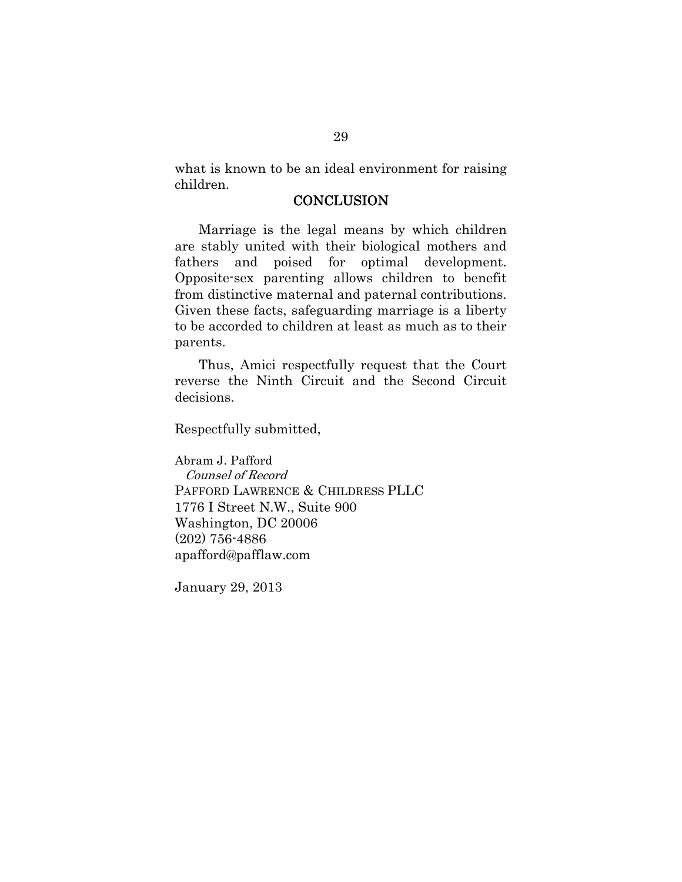what is known to be an ideal environment for raising children.

## CONCLUSION

Marriage is the legal means by which children are stably united with their biological mothers and fathers and poised for optimal development. Opposite-sex parenting allows children to benefit from distinctive maternal and paternal contributions. Given these facts, safeguarding marriage is a liberty to be accorded to children at least as much as to their parents.

Thus, Amici respectfully request that the Court reverse the Ninth Circuit and the Second Circuit decisions.

Respectfully submitted,

Abram J. Pafford
*Counsel of Record*
PAFFORD LAWRENCE & CHILDRESS PLLC
1776 I Street N.W., Suite 900
Washington, DC 20006
(202) 756-4886
apafford@pafflaw.com

January 29, 2013